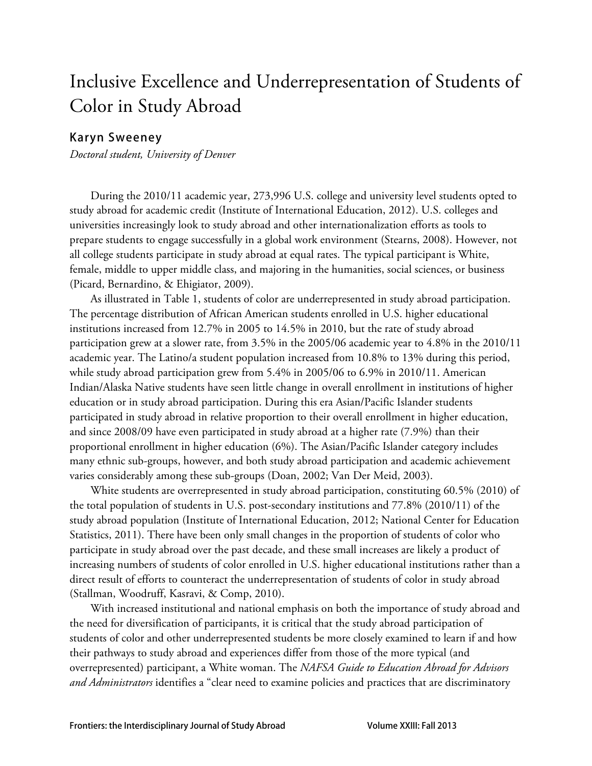# Inclusive Excellence and Underrepresentation of Students of Color in Study Abroad

**Karyn Sweeney**

*Doctoral student, University of Denver*

During the 2010/11 academic year, 273,996 U.S. college and university level students opted to study abroad for academic credit (Institute of International Education, 2012). U.S. colleges and universities increasingly look to study abroad and other internationalization efforts as tools to prepare students to engage successfully in a global work environment (Stearns, 2008). However, not all college students participate in study abroad at equal rates. The typical participant is White, female, middle to upper middle class, and majoring in the humanities, social sciences, or business (Picard, Bernardino, & Ehigiator, 2009).

As illustrated in Table 1, students of color are underrepresented in study abroad participation. The percentage distribution of African American students enrolled in U.S. higher educational institutions increased from 12.7% in 2005 to 14.5% in 2010, but the rate of study abroad participation grew at a slower rate, from 3.5% in the 2005/06 academic year to 4.8% in the 2010/11 academic year. The Latino/a student population increased from 10.8% to 13% during this period, while study abroad participation grew from 5.4% in 2005/06 to 6.9% in 2010/11. American Indian/Alaska Native students have seen little change in overall enrollment in institutions of higher education or in study abroad participation. During this era Asian/Pacific Islander students participated in study abroad in relative proportion to their overall enrollment in higher education, and since 2008/09 have even participated in study abroad at a higher rate (7.9%) than their proportional enrollment in higher education (6%). The Asian/Pacific Islander category includes many ethnic sub-groups, however, and both study abroad participation and academic achievement varies considerably among these sub-groups (Doan, 2002; Van Der Meid, 2003).

White students are overrepresented in study abroad participation, constituting 60.5% (2010) of the total population of students in U.S. post-secondary institutions and 77.8% (2010/11) of the study abroad population (Institute of International Education, 2012; National Center for Education Statistics, 2011). There have been only small changes in the proportion of students of color who participate in study abroad over the past decade, and these small increases are likely a product of increasing numbers of students of color enrolled in U.S. higher educational institutions rather than a direct result of efforts to counteract the underrepresentation of students of color in study abroad (Stallman, Woodruff, Kasravi, & Comp, 2010).

With increased institutional and national emphasis on both the importance of study abroad and the need for diversification of participants, it is critical that the study abroad participation of students of color and other underrepresented students be more closely examined to learn if and how their pathways to study abroad and experiences differ from those of the more typical (and overrepresented) participant, a White woman. The *NAFSA Guide to Education Abroad for Advisors and Administrators* identifies a "clear need to examine policies and practices that are discriminatory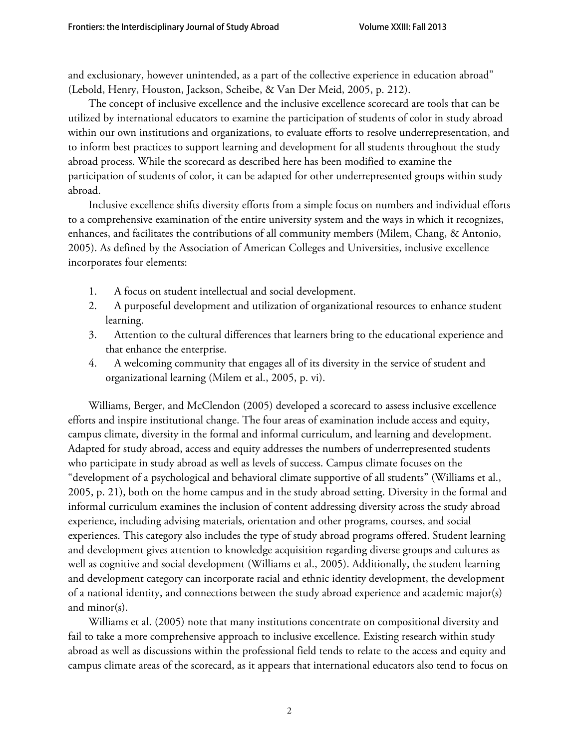and exclusionary, however unintended, as a part of the collective experience in education abroad" (Lebold, Henry, Houston, Jackson, Scheibe, & Van Der Meid, 2005, p. 212).

The concept of inclusive excellence and the inclusive excellence scorecard are tools that can be utilized by international educators to examine the participation of students of color in study abroad within our own institutions and organizations, to evaluate efforts to resolve underrepresentation, and to inform best practices to support learning and development for all students throughout the study abroad process. While the scorecard as described here has been modified to examine the participation of students of color, it can be adapted for other underrepresented groups within study abroad.

Inclusive excellence shifts diversity efforts from a simple focus on numbers and individual efforts to a comprehensive examination of the entire university system and the ways in which it recognizes, enhances, and facilitates the contributions of all community members (Milem, Chang, & Antonio, 2005). As defined by the Association of American Colleges and Universities, inclusive excellence incorporates four elements:

1. A focus on student intellectual and social development.
2. A purposeful development and utilization of organizational resources to enhance student learning.
3. Attention to the cultural differences that learners bring to the educational experience and that enhance the enterprise.
4. A welcoming community that engages all of its diversity in the service of student and organizational learning (Milem et al., 2005, p. vi).

Williams, Berger, and McClendon (2005) developed a scorecard to assess inclusive excellence efforts and inspire institutional change. The four areas of examination include access and equity, campus climate, diversity in the formal and informal curriculum, and learning and development. Adapted for study abroad, access and equity addresses the numbers of underrepresented students who participate in study abroad as well as levels of success. Campus climate focuses on the "development of a psychological and behavioral climate supportive of all students" (Williams et al., 2005, p. 21), both on the home campus and in the study abroad setting. Diversity in the formal and informal curriculum examines the inclusion of content addressing diversity across the study abroad experience, including advising materials, orientation and other programs, courses, and social experiences. This category also includes the type of study abroad programs offered. Student learning and development gives attention to knowledge acquisition regarding diverse groups and cultures as well as cognitive and social development (Williams et al., 2005). Additionally, the student learning and development category can incorporate racial and ethnic identity development, the development of a national identity, and connections between the study abroad experience and academic major(s) and minor(s).

Williams et al. (2005) note that many institutions concentrate on compositional diversity and fail to take a more comprehensive approach to inclusive excellence. Existing research within study abroad as well as discussions within the professional field tends to relate to the access and equity and campus climate areas of the scorecard, as it appears that international educators also tend to focus on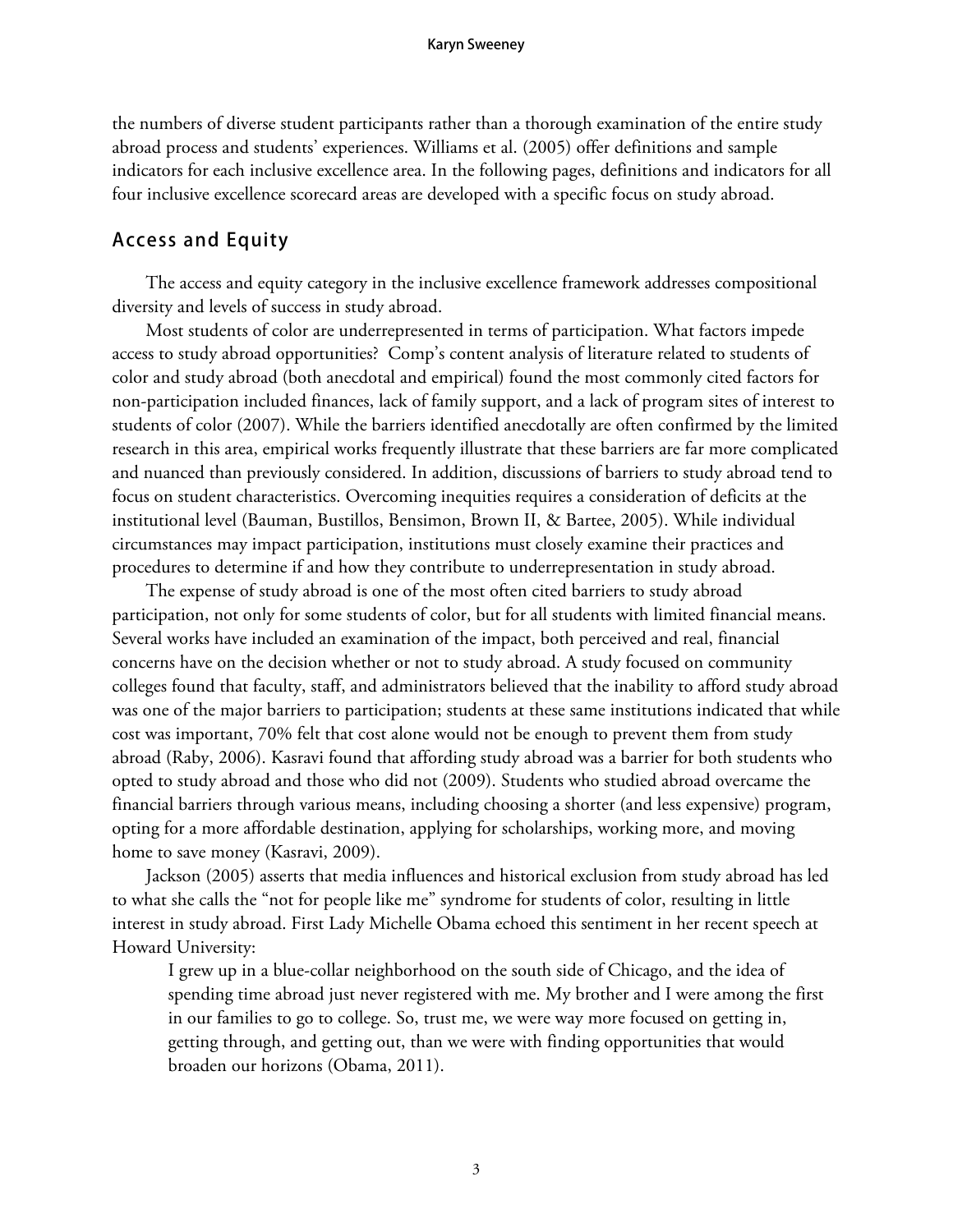the numbers of diverse student participants rather than a thorough examination of the entire study abroad process and students' experiences. Williams et al. (2005) offer definitions and sample indicators for each inclusive excellence area. In the following pages, definitions and indicators for all four inclusive excellence scorecard areas are developed with a specific focus on study abroad.

## Access and Equity

The access and equity category in the inclusive excellence framework addresses compositional diversity and levels of success in study abroad.

Most students of color are underrepresented in terms of participation. What factors impede access to study abroad opportunities? Comp's content analysis of literature related to students of color and study abroad (both anecdotal and empirical) found the most commonly cited factors for non-participation included finances, lack of family support, and a lack of program sites of interest to students of color (2007). While the barriers identified anecdotally are often confirmed by the limited research in this area, empirical works frequently illustrate that these barriers are far more complicated and nuanced than previously considered. In addition, discussions of barriers to study abroad tend to focus on student characteristics. Overcoming inequities requires a consideration of deficits at the institutional level (Bauman, Bustillos, Bensimon, Brown II, & Bartee, 2005). While individual circumstances may impact participation, institutions must closely examine their practices and procedures to determine if and how they contribute to underrepresentation in study abroad.

The expense of study abroad is one of the most often cited barriers to study abroad participation, not only for some students of color, but for all students with limited financial means. Several works have included an examination of the impact, both perceived and real, financial concerns have on the decision whether or not to study abroad. A study focused on community colleges found that faculty, staff, and administrators believed that the inability to afford study abroad was one of the major barriers to participation; students at these same institutions indicated that while cost was important, 70% felt that cost alone would not be enough to prevent them from study abroad (Raby, 2006). Kasravi found that affording study abroad was a barrier for both students who opted to study abroad and those who did not (2009). Students who studied abroad overcame the financial barriers through various means, including choosing a shorter (and less expensive) program, opting for a more affordable destination, applying for scholarships, working more, and moving home to save money (Kasravi, 2009).

Jackson (2005) asserts that media influences and historical exclusion from study abroad has led to what she calls the "not for people like me" syndrome for students of color, resulting in little interest in study abroad. First Lady Michelle Obama echoed this sentiment in her recent speech at Howard University:

> I grew up in a blue-collar neighborhood on the south side of Chicago, and the idea of spending time abroad just never registered with me. My brother and I were among the first in our families to go to college. So, trust me, we were way more focused on getting in, getting through, and getting out, than we were with finding opportunities that would broaden our horizons (Obama, 2011).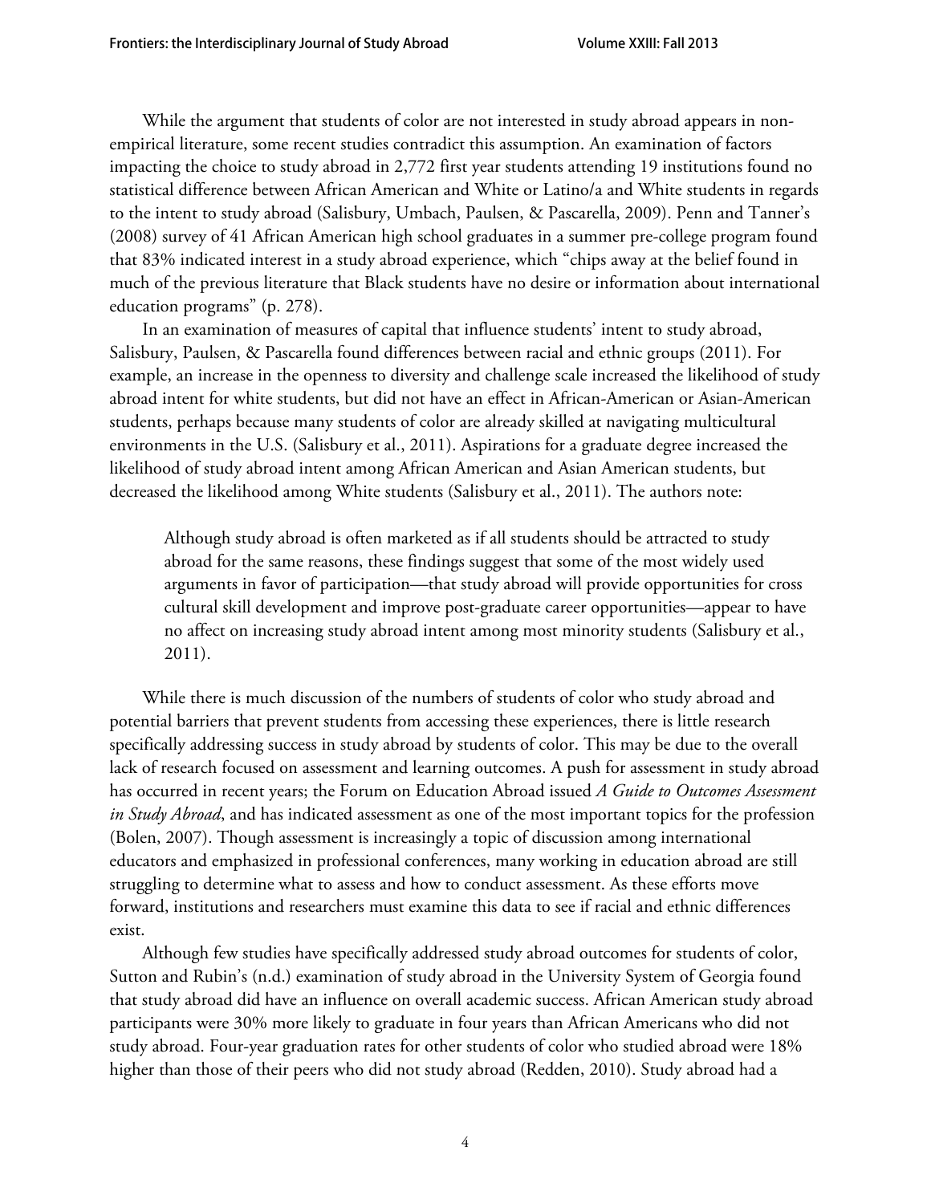While the argument that students of color are not interested in study abroad appears in non-empirical literature, some recent studies contradict this assumption. An examination of factors impacting the choice to study abroad in 2,772 first year students attending 19 institutions found no statistical difference between African American and White or Latino/a and White students in regards to the intent to study abroad (Salisbury, Umbach, Paulsen, & Pascarella, 2009). Penn and Tanner's (2008) survey of 41 African American high school graduates in a summer pre-college program found that 83% indicated interest in a study abroad experience, which "chips away at the belief found in much of the previous literature that Black students have no desire or information about international education programs" (p. 278).

In an examination of measures of capital that influence students' intent to study abroad, Salisbury, Paulsen, & Pascarella found differences between racial and ethnic groups (2011). For example, an increase in the openness to diversity and challenge scale increased the likelihood of study abroad intent for white students, but did not have an effect in African-American or Asian-American students, perhaps because many students of color are already skilled at navigating multicultural environments in the U.S. (Salisbury et al., 2011). Aspirations for a graduate degree increased the likelihood of study abroad intent among African American and Asian American students, but decreased the likelihood among White students (Salisbury et al., 2011). The authors note:

> Although study abroad is often marketed as if all students should be attracted to study abroad for the same reasons, these findings suggest that some of the most widely used arguments in favor of participation—that study abroad will provide opportunities for cross cultural skill development and improve post-graduate career opportunities—appear to have no affect on increasing study abroad intent among most minority students (Salisbury et al., 2011).

While there is much discussion of the numbers of students of color who study abroad and potential barriers that prevent students from accessing these experiences, there is little research specifically addressing success in study abroad by students of color. This may be due to the overall lack of research focused on assessment and learning outcomes. A push for assessment in study abroad has occurred in recent years; the Forum on Education Abroad issued *A Guide to Outcomes Assessment in Study Abroad*, and has indicated assessment as one of the most important topics for the profession (Bolen, 2007). Though assessment is increasingly a topic of discussion among international educators and emphasized in professional conferences, many working in education abroad are still struggling to determine what to assess and how to conduct assessment. As these efforts move forward, institutions and researchers must examine this data to see if racial and ethnic differences exist.

Although few studies have specifically addressed study abroad outcomes for students of color, Sutton and Rubin's (n.d.) examination of study abroad in the University System of Georgia found that study abroad did have an influence on overall academic success. African American study abroad participants were 30% more likely to graduate in four years than African Americans who did not study abroad. Four-year graduation rates for other students of color who studied abroad were 18% higher than those of their peers who did not study abroad (Redden, 2010). Study abroad had a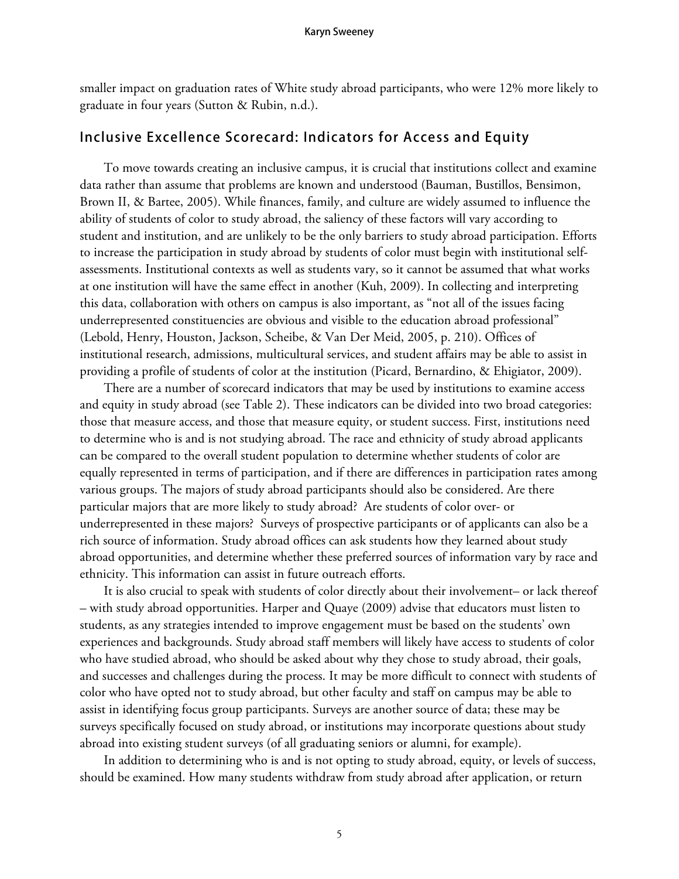smaller impact on graduation rates of White study abroad participants, who were 12% more likely to graduate in four years (Sutton & Rubin, n.d.).

## Inclusive Excellence Scorecard: Indicators for Access and Equity

To move towards creating an inclusive campus, it is crucial that institutions collect and examine data rather than assume that problems are known and understood (Bauman, Bustillos, Bensimon, Brown II, & Bartee, 2005). While finances, family, and culture are widely assumed to influence the ability of students of color to study abroad, the saliency of these factors will vary according to student and institution, and are unlikely to be the only barriers to study abroad participation. Efforts to increase the participation in study abroad by students of color must begin with institutional self-assessments. Institutional contexts as well as students vary, so it cannot be assumed that what works at one institution will have the same effect in another (Kuh, 2009). In collecting and interpreting this data, collaboration with others on campus is also important, as "not all of the issues facing underrepresented constituencies are obvious and visible to the education abroad professional" (Lebold, Henry, Houston, Jackson, Scheibe, & Van Der Meid, 2005, p. 210). Offices of institutional research, admissions, multicultural services, and student affairs may be able to assist in providing a profile of students of color at the institution (Picard, Bernardino, & Ehigiator, 2009).

There are a number of scorecard indicators that may be used by institutions to examine access and equity in study abroad (see Table 2). These indicators can be divided into two broad categories: those that measure access, and those that measure equity, or student success. First, institutions need to determine who is and is not studying abroad. The race and ethnicity of study abroad applicants can be compared to the overall student population to determine whether students of color are equally represented in terms of participation, and if there are differences in participation rates among various groups. The majors of study abroad participants should also be considered. Are there particular majors that are more likely to study abroad? Are students of color over- or underrepresented in these majors? Surveys of prospective participants or of applicants can also be a rich source of information. Study abroad offices can ask students how they learned about study abroad opportunities, and determine whether these preferred sources of information vary by race and ethnicity. This information can assist in future outreach efforts.

It is also crucial to speak with students of color directly about their involvement– or lack thereof – with study abroad opportunities. Harper and Quaye (2009) advise that educators must listen to students, as any strategies intended to improve engagement must be based on the students' own experiences and backgrounds. Study abroad staff members will likely have access to students of color who have studied abroad, who should be asked about why they chose to study abroad, their goals, and successes and challenges during the process. It may be more difficult to connect with students of color who have opted not to study abroad, but other faculty and staff on campus may be able to assist in identifying focus group participants. Surveys are another source of data; these may be surveys specifically focused on study abroad, or institutions may incorporate questions about study abroad into existing student surveys (of all graduating seniors or alumni, for example).

In addition to determining who is and is not opting to study abroad, equity, or levels of success, should be examined. How many students withdraw from study abroad after application, or return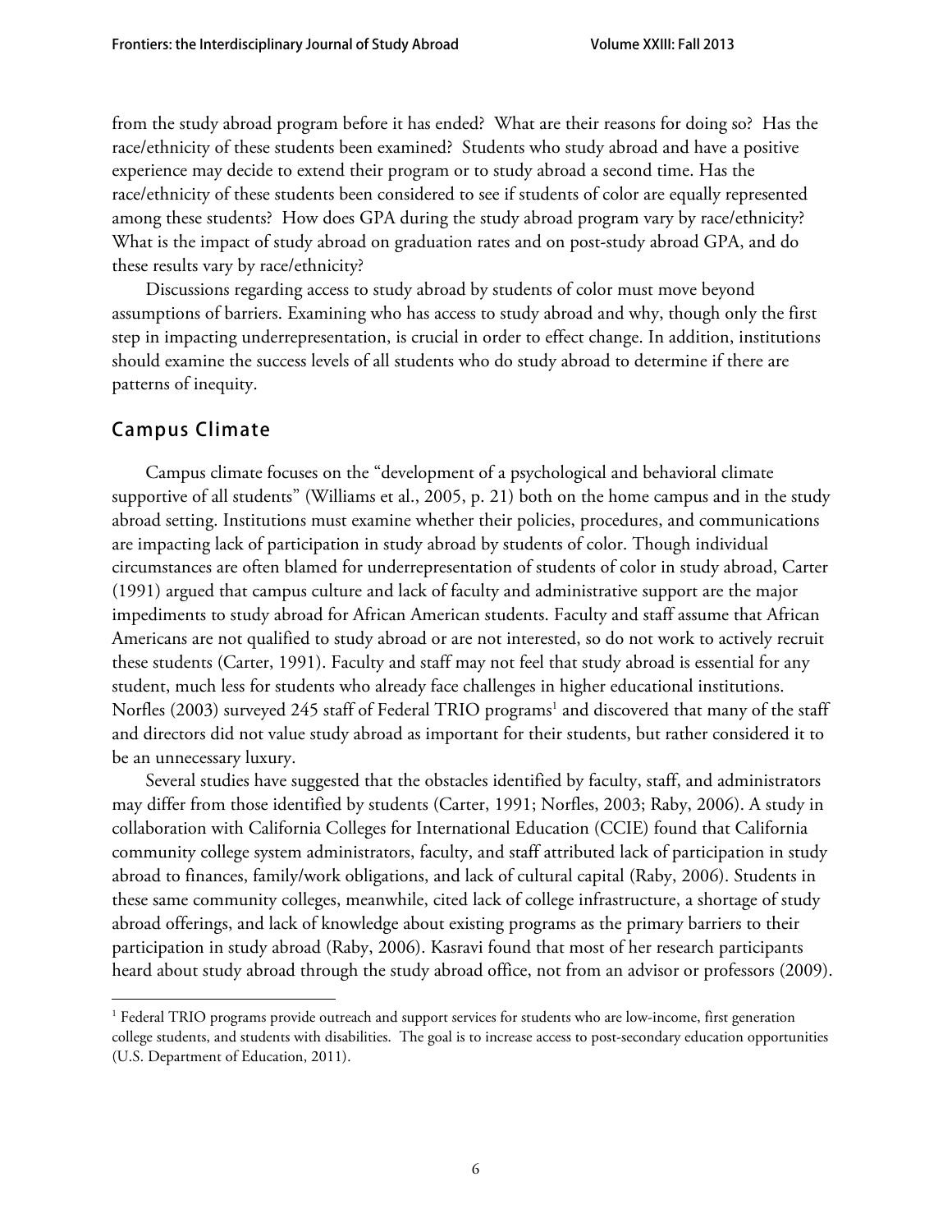from the study abroad program before it has ended? What are their reasons for doing so? Has the race/ethnicity of these students been examined? Students who study abroad and have a positive experience may decide to extend their program or to study abroad a second time. Has the race/ethnicity of these students been considered to see if students of color are equally represented among these students? How does GPA during the study abroad program vary by race/ethnicity? What is the impact of study abroad on graduation rates and on post-study abroad GPA, and do these results vary by race/ethnicity?

Discussions regarding access to study abroad by students of color must move beyond assumptions of barriers. Examining who has access to study abroad and why, though only the first step in impacting underrepresentation, is crucial in order to effect change. In addition, institutions should examine the success levels of all students who do study abroad to determine if there are patterns of inequity.

## Campus Climate

Campus climate focuses on the "development of a psychological and behavioral climate supportive of all students" (Williams et al., 2005, p. 21) both on the home campus and in the study abroad setting. Institutions must examine whether their policies, procedures, and communications are impacting lack of participation in study abroad by students of color. Though individual circumstances are often blamed for underrepresentation of students of color in study abroad, Carter (1991) argued that campus culture and lack of faculty and administrative support are the major impediments to study abroad for African American students. Faculty and staff assume that African Americans are not qualified to study abroad or are not interested, so do not work to actively recruit these students (Carter, 1991). Faculty and staff may not feel that study abroad is essential for any student, much less for students who already face challenges in higher educational institutions. Norfles (2003) surveyed 245 staff of Federal TRIO programs[1] and discovered that many of the staff and directors did not value study abroad as important for their students, but rather considered it to be an unnecessary luxury.

Several studies have suggested that the obstacles identified by faculty, staff, and administrators may differ from those identified by students (Carter, 1991; Norfles, 2003; Raby, 2006). A study in collaboration with California Colleges for International Education (CCIE) found that California community college system administrators, faculty, and staff attributed lack of participation in study abroad to finances, family/work obligations, and lack of cultural capital (Raby, 2006). Students in these same community colleges, meanwhile, cited lack of college infrastructure, a shortage of study abroad offerings, and lack of knowledge about existing programs as the primary barriers to their participation in study abroad (Raby, 2006). Kasravi found that most of her research participants heard about study abroad through the study abroad office, not from an advisor or professors (2009).

[1] Federal TRIO programs provide outreach and support services for students who are low-income, first generation college students, and students with disabilities. The goal is to increase access to post-secondary education opportunities (U.S. Department of Education, 2011).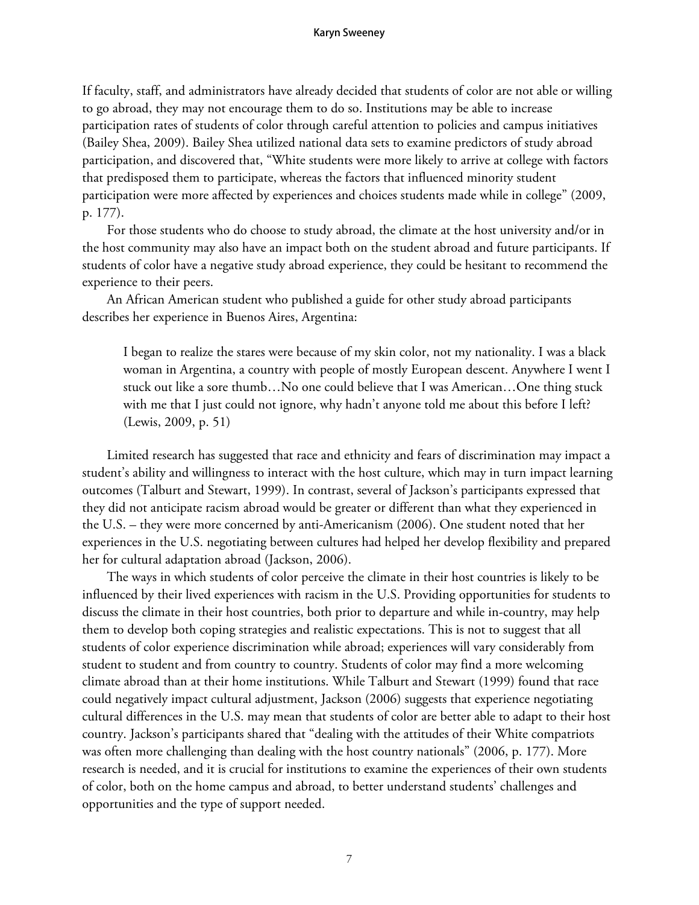If faculty, staff, and administrators have already decided that students of color are not able or willing to go abroad, they may not encourage them to do so. Institutions may be able to increase participation rates of students of color through careful attention to policies and campus initiatives (Bailey Shea, 2009). Bailey Shea utilized national data sets to examine predictors of study abroad participation, and discovered that, "White students were more likely to arrive at college with factors that predisposed them to participate, whereas the factors that influenced minority student participation were more affected by experiences and choices students made while in college" (2009, p. 177).

For those students who do choose to study abroad, the climate at the host university and/or in the host community may also have an impact both on the student abroad and future participants. If students of color have a negative study abroad experience, they could be hesitant to recommend the experience to their peers.

An African American student who published a guide for other study abroad participants describes her experience in Buenos Aires, Argentina:

> I began to realize the stares were because of my skin color, not my nationality. I was a black woman in Argentina, a country with people of mostly European descent. Anywhere I went I stuck out like a sore thumb…No one could believe that I was American…One thing stuck with me that I just could not ignore, why hadn't anyone told me about this before I left? (Lewis, 2009, p. 51)

Limited research has suggested that race and ethnicity and fears of discrimination may impact a student's ability and willingness to interact with the host culture, which may in turn impact learning outcomes (Talburt and Stewart, 1999). In contrast, several of Jackson's participants expressed that they did not anticipate racism abroad would be greater or different than what they experienced in the U.S. – they were more concerned by anti-Americanism (2006). One student noted that her experiences in the U.S. negotiating between cultures had helped her develop flexibility and prepared her for cultural adaptation abroad (Jackson, 2006).

The ways in which students of color perceive the climate in their host countries is likely to be influenced by their lived experiences with racism in the U.S. Providing opportunities for students to discuss the climate in their host countries, both prior to departure and while in-country, may help them to develop both coping strategies and realistic expectations. This is not to suggest that all students of color experience discrimination while abroad; experiences will vary considerably from student to student and from country to country. Students of color may find a more welcoming climate abroad than at their home institutions. While Talburt and Stewart (1999) found that race could negatively impact cultural adjustment, Jackson (2006) suggests that experience negotiating cultural differences in the U.S. may mean that students of color are better able to adapt to their host country. Jackson's participants shared that "dealing with the attitudes of their White compatriots was often more challenging than dealing with the host country nationals" (2006, p. 177). More research is needed, and it is crucial for institutions to examine the experiences of their own students of color, both on the home campus and abroad, to better understand students' challenges and opportunities and the type of support needed.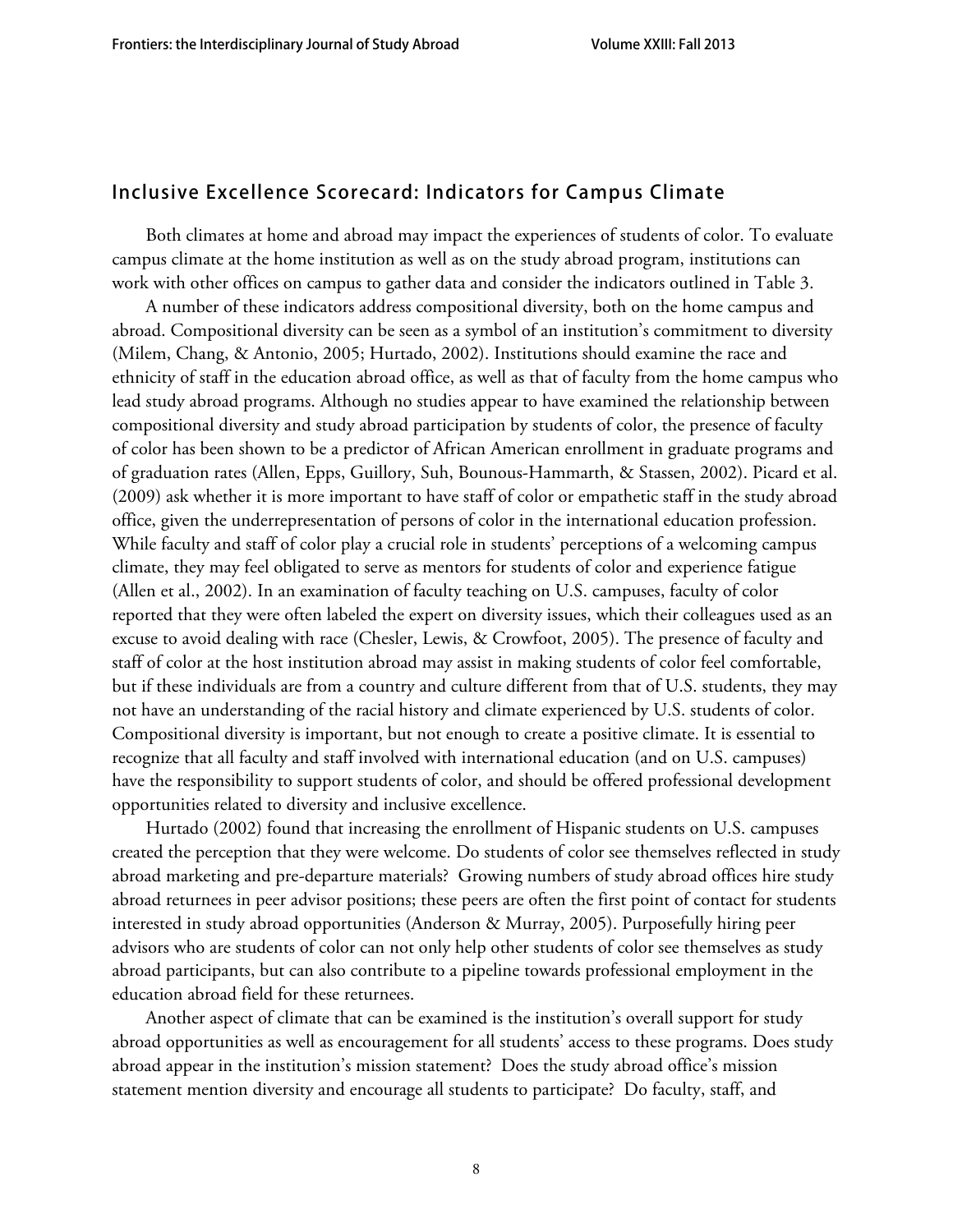## Inclusive Excellence Scorecard: Indicators for Campus Climate

Both climates at home and abroad may impact the experiences of students of color. To evaluate campus climate at the home institution as well as on the study abroad program, institutions can work with other offices on campus to gather data and consider the indicators outlined in Table 3.

A number of these indicators address compositional diversity, both on the home campus and abroad. Compositional diversity can be seen as a symbol of an institution's commitment to diversity (Milem, Chang, & Antonio, 2005; Hurtado, 2002). Institutions should examine the race and ethnicity of staff in the education abroad office, as well as that of faculty from the home campus who lead study abroad programs. Although no studies appear to have examined the relationship between compositional diversity and study abroad participation by students of color, the presence of faculty of color has been shown to be a predictor of African American enrollment in graduate programs and of graduation rates (Allen, Epps, Guillory, Suh, Bounous-Hammarth, & Stassen, 2002). Picard et al. (2009) ask whether it is more important to have staff of color or empathetic staff in the study abroad office, given the underrepresentation of persons of color in the international education profession. While faculty and staff of color play a crucial role in students' perceptions of a welcoming campus climate, they may feel obligated to serve as mentors for students of color and experience fatigue (Allen et al., 2002). In an examination of faculty teaching on U.S. campuses, faculty of color reported that they were often labeled the expert on diversity issues, which their colleagues used as an excuse to avoid dealing with race (Chesler, Lewis, & Crowfoot, 2005). The presence of faculty and staff of color at the host institution abroad may assist in making students of color feel comfortable, but if these individuals are from a country and culture different from that of U.S. students, they may not have an understanding of the racial history and climate experienced by U.S. students of color. Compositional diversity is important, but not enough to create a positive climate. It is essential to recognize that all faculty and staff involved with international education (and on U.S. campuses) have the responsibility to support students of color, and should be offered professional development opportunities related to diversity and inclusive excellence.

Hurtado (2002) found that increasing the enrollment of Hispanic students on U.S. campuses created the perception that they were welcome. Do students of color see themselves reflected in study abroad marketing and pre-departure materials? Growing numbers of study abroad offices hire study abroad returnees in peer advisor positions; these peers are often the first point of contact for students interested in study abroad opportunities (Anderson & Murray, 2005). Purposefully hiring peer advisors who are students of color can not only help other students of color see themselves as study abroad participants, but can also contribute to a pipeline towards professional employment in the education abroad field for these returnees.

Another aspect of climate that can be examined is the institution's overall support for study abroad opportunities as well as encouragement for all students' access to these programs. Does study abroad appear in the institution's mission statement? Does the study abroad office's mission statement mention diversity and encourage all students to participate? Do faculty, staff, and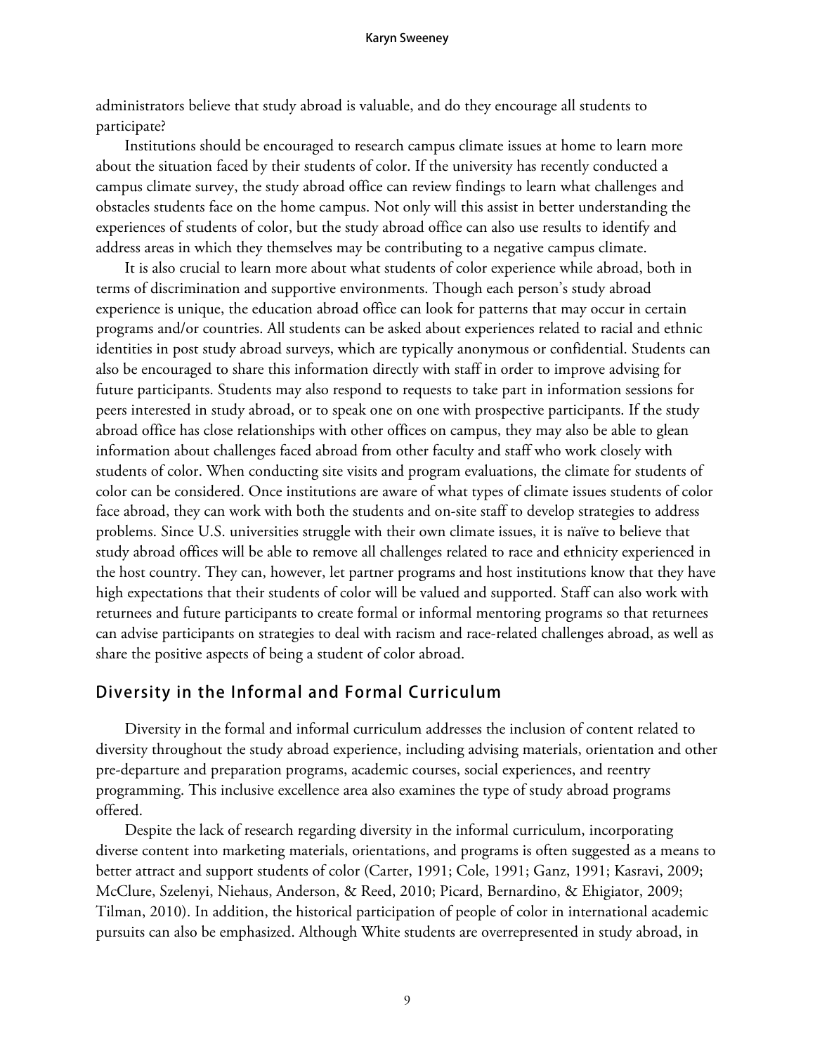administrators believe that study abroad is valuable, and do they encourage all students to participate?

Institutions should be encouraged to research campus climate issues at home to learn more about the situation faced by their students of color. If the university has recently conducted a campus climate survey, the study abroad office can review findings to learn what challenges and obstacles students face on the home campus. Not only will this assist in better understanding the experiences of students of color, but the study abroad office can also use results to identify and address areas in which they themselves may be contributing to a negative campus climate.

It is also crucial to learn more about what students of color experience while abroad, both in terms of discrimination and supportive environments. Though each person's study abroad experience is unique, the education abroad office can look for patterns that may occur in certain programs and/or countries. All students can be asked about experiences related to racial and ethnic identities in post study abroad surveys, which are typically anonymous or confidential. Students can also be encouraged to share this information directly with staff in order to improve advising for future participants. Students may also respond to requests to take part in information sessions for peers interested in study abroad, or to speak one on one with prospective participants. If the study abroad office has close relationships with other offices on campus, they may also be able to glean information about challenges faced abroad from other faculty and staff who work closely with students of color. When conducting site visits and program evaluations, the climate for students of color can be considered. Once institutions are aware of what types of climate issues students of color face abroad, they can work with both the students and on-site staff to develop strategies to address problems. Since U.S. universities struggle with their own climate issues, it is naïve to believe that study abroad offices will be able to remove all challenges related to race and ethnicity experienced in the host country. They can, however, let partner programs and host institutions know that they have high expectations that their students of color will be valued and supported. Staff can also work with returnees and future participants to create formal or informal mentoring programs so that returnees can advise participants on strategies to deal with racism and race-related challenges abroad, as well as share the positive aspects of being a student of color abroad.

## Diversity in the Informal and Formal Curriculum

Diversity in the formal and informal curriculum addresses the inclusion of content related to diversity throughout the study abroad experience, including advising materials, orientation and other pre-departure and preparation programs, academic courses, social experiences, and reentry programming. This inclusive excellence area also examines the type of study abroad programs offered.

Despite the lack of research regarding diversity in the informal curriculum, incorporating diverse content into marketing materials, orientations, and programs is often suggested as a means to better attract and support students of color (Carter, 1991; Cole, 1991; Ganz, 1991; Kasravi, 2009; McClure, Szelenyi, Niehaus, Anderson, & Reed, 2010; Picard, Bernardino, & Ehigiator, 2009; Tilman, 2010). In addition, the historical participation of people of color in international academic pursuits can also be emphasized. Although White students are overrepresented in study abroad, in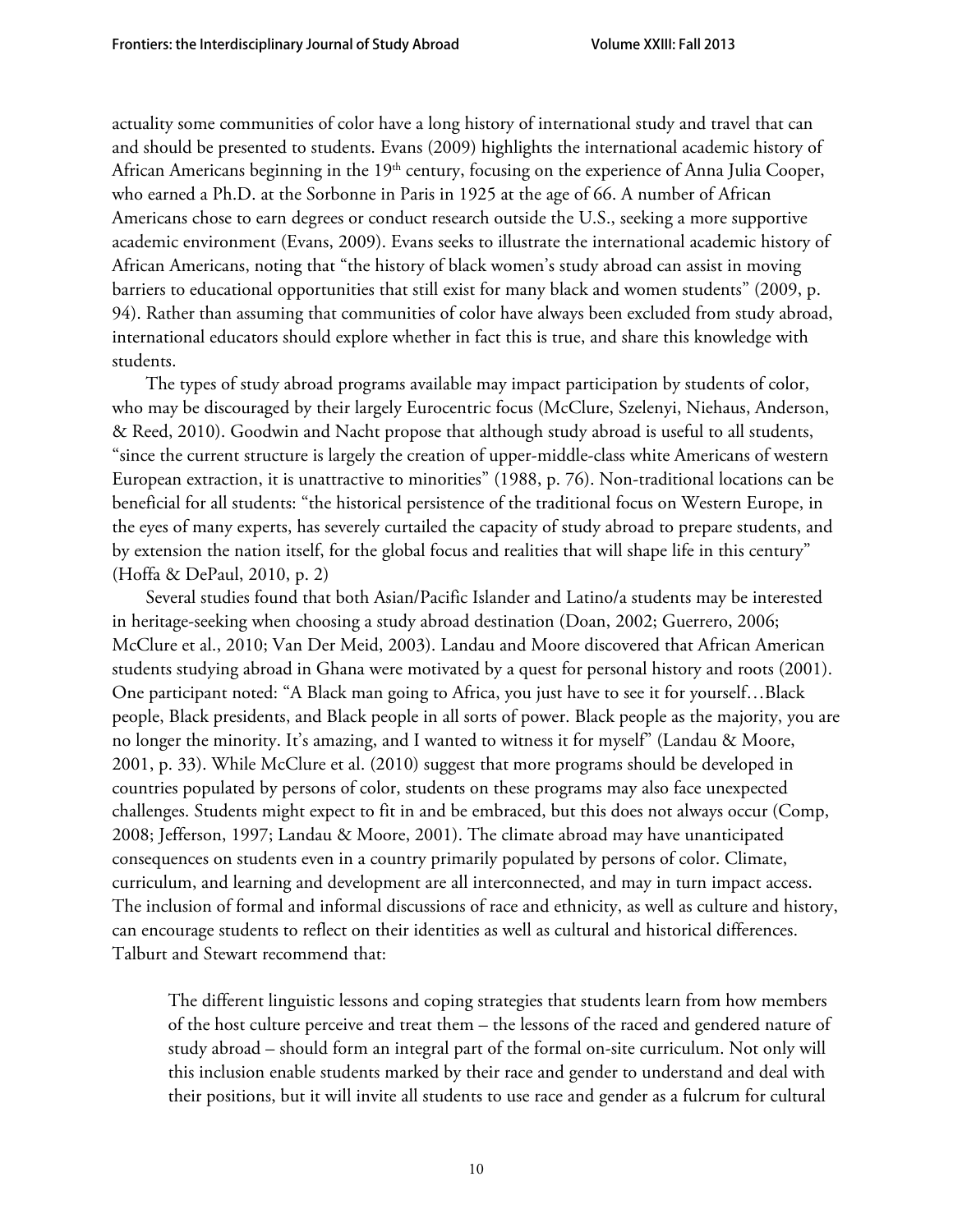actuality some communities of color have a long history of international study and travel that can and should be presented to students. Evans (2009) highlights the international academic history of African Americans beginning in the 19th century, focusing on the experience of Anna Julia Cooper, who earned a Ph.D. at the Sorbonne in Paris in 1925 at the age of 66. A number of African Americans chose to earn degrees or conduct research outside the U.S., seeking a more supportive academic environment (Evans, 2009). Evans seeks to illustrate the international academic history of African Americans, noting that "the history of black women's study abroad can assist in moving barriers to educational opportunities that still exist for many black and women students" (2009, p. 94). Rather than assuming that communities of color have always been excluded from study abroad, international educators should explore whether in fact this is true, and share this knowledge with students.

The types of study abroad programs available may impact participation by students of color, who may be discouraged by their largely Eurocentric focus (McClure, Szelenyi, Niehaus, Anderson, & Reed, 2010). Goodwin and Nacht propose that although study abroad is useful to all students, "since the current structure is largely the creation of upper-middle-class white Americans of western European extraction, it is unattractive to minorities" (1988, p. 76). Non-traditional locations can be beneficial for all students: "the historical persistence of the traditional focus on Western Europe, in the eyes of many experts, has severely curtailed the capacity of study abroad to prepare students, and by extension the nation itself, for the global focus and realities that will shape life in this century" (Hoffa & DePaul, 2010, p. 2)

Several studies found that both Asian/Pacific Islander and Latino/a students may be interested in heritage-seeking when choosing a study abroad destination (Doan, 2002; Guerrero, 2006; McClure et al., 2010; Van Der Meid, 2003). Landau and Moore discovered that African American students studying abroad in Ghana were motivated by a quest for personal history and roots (2001). One participant noted: "A Black man going to Africa, you just have to see it for yourself…Black people, Black presidents, and Black people in all sorts of power. Black people as the majority, you are no longer the minority. It's amazing, and I wanted to witness it for myself" (Landau & Moore, 2001, p. 33). While McClure et al. (2010) suggest that more programs should be developed in countries populated by persons of color, students on these programs may also face unexpected challenges. Students might expect to fit in and be embraced, but this does not always occur (Comp, 2008; Jefferson, 1997; Landau & Moore, 2001). The climate abroad may have unanticipated consequences on students even in a country primarily populated by persons of color. Climate, curriculum, and learning and development are all interconnected, and may in turn impact access. The inclusion of formal and informal discussions of race and ethnicity, as well as culture and history, can encourage students to reflect on their identities as well as cultural and historical differences. Talburt and Stewart recommend that:

> The different linguistic lessons and coping strategies that students learn from how members of the host culture perceive and treat them – the lessons of the raced and gendered nature of study abroad – should form an integral part of the formal on-site curriculum. Not only will this inclusion enable students marked by their race and gender to understand and deal with their positions, but it will invite all students to use race and gender as a fulcrum for cultural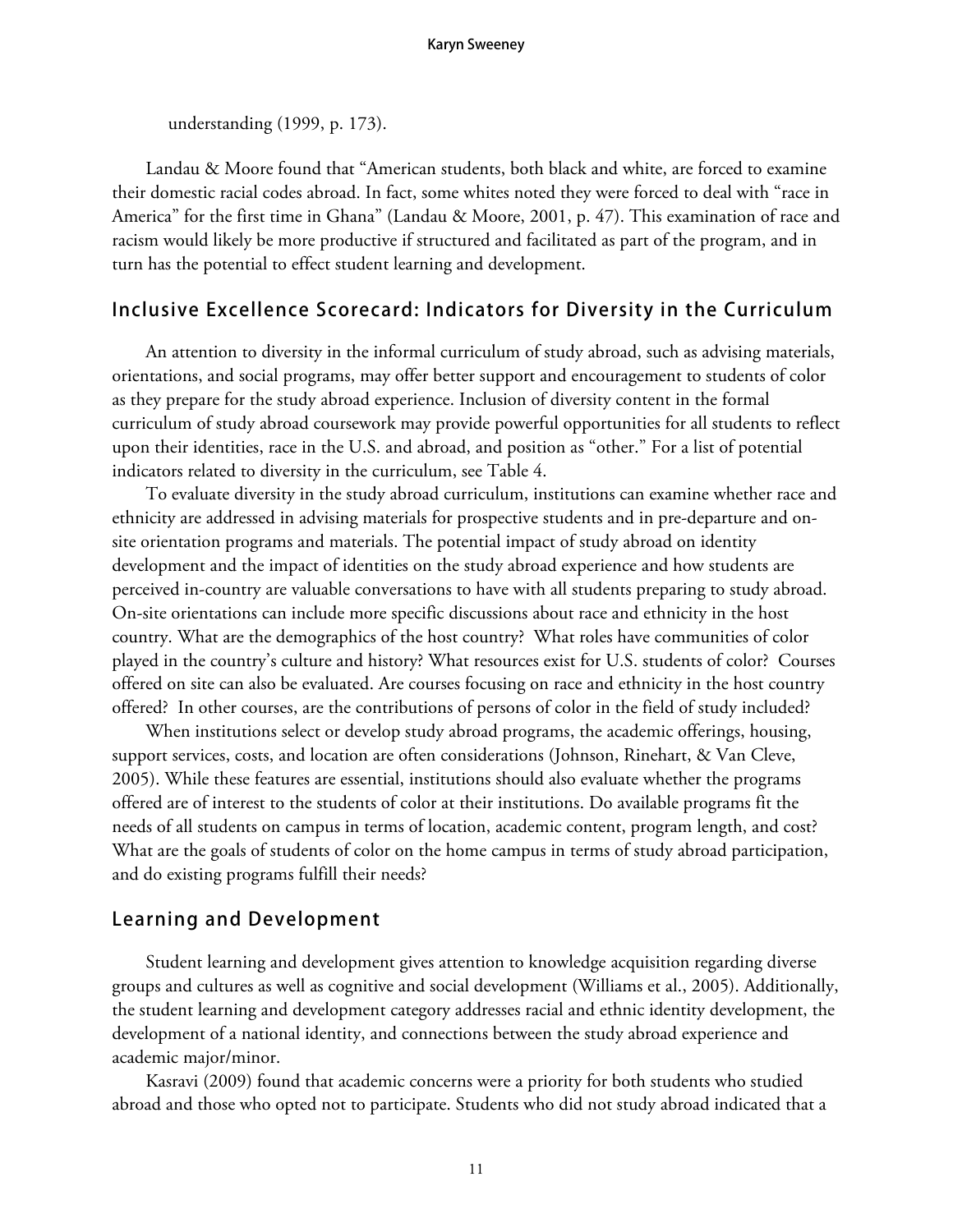understanding (1999, p. 173).

Landau & Moore found that "American students, both black and white, are forced to examine their domestic racial codes abroad. In fact, some whites noted they were forced to deal with "race in America" for the first time in Ghana" (Landau & Moore, 2001, p. 47). This examination of race and racism would likely be more productive if structured and facilitated as part of the program, and in turn has the potential to effect student learning and development.

## Inclusive Excellence Scorecard: Indicators for Diversity in the Curriculum

An attention to diversity in the informal curriculum of study abroad, such as advising materials, orientations, and social programs, may offer better support and encouragement to students of color as they prepare for the study abroad experience. Inclusion of diversity content in the formal curriculum of study abroad coursework may provide powerful opportunities for all students to reflect upon their identities, race in the U.S. and abroad, and position as "other." For a list of potential indicators related to diversity in the curriculum, see Table 4.

To evaluate diversity in the study abroad curriculum, institutions can examine whether race and ethnicity are addressed in advising materials for prospective students and in pre-departure and on-site orientation programs and materials. The potential impact of study abroad on identity development and the impact of identities on the study abroad experience and how students are perceived in-country are valuable conversations to have with all students preparing to study abroad. On-site orientations can include more specific discussions about race and ethnicity in the host country. What are the demographics of the host country? What roles have communities of color played in the country's culture and history? What resources exist for U.S. students of color? Courses offered on site can also be evaluated. Are courses focusing on race and ethnicity in the host country offered? In other courses, are the contributions of persons of color in the field of study included?

When institutions select or develop study abroad programs, the academic offerings, housing, support services, costs, and location are often considerations (Johnson, Rinehart, & Van Cleve, 2005). While these features are essential, institutions should also evaluate whether the programs offered are of interest to the students of color at their institutions. Do available programs fit the needs of all students on campus in terms of location, academic content, program length, and cost? What are the goals of students of color on the home campus in terms of study abroad participation, and do existing programs fulfill their needs?

## Learning and Development

Student learning and development gives attention to knowledge acquisition regarding diverse groups and cultures as well as cognitive and social development (Williams et al., 2005). Additionally, the student learning and development category addresses racial and ethnic identity development, the development of a national identity, and connections between the study abroad experience and academic major/minor.

Kasravi (2009) found that academic concerns were a priority for both students who studied abroad and those who opted not to participate. Students who did not study abroad indicated that a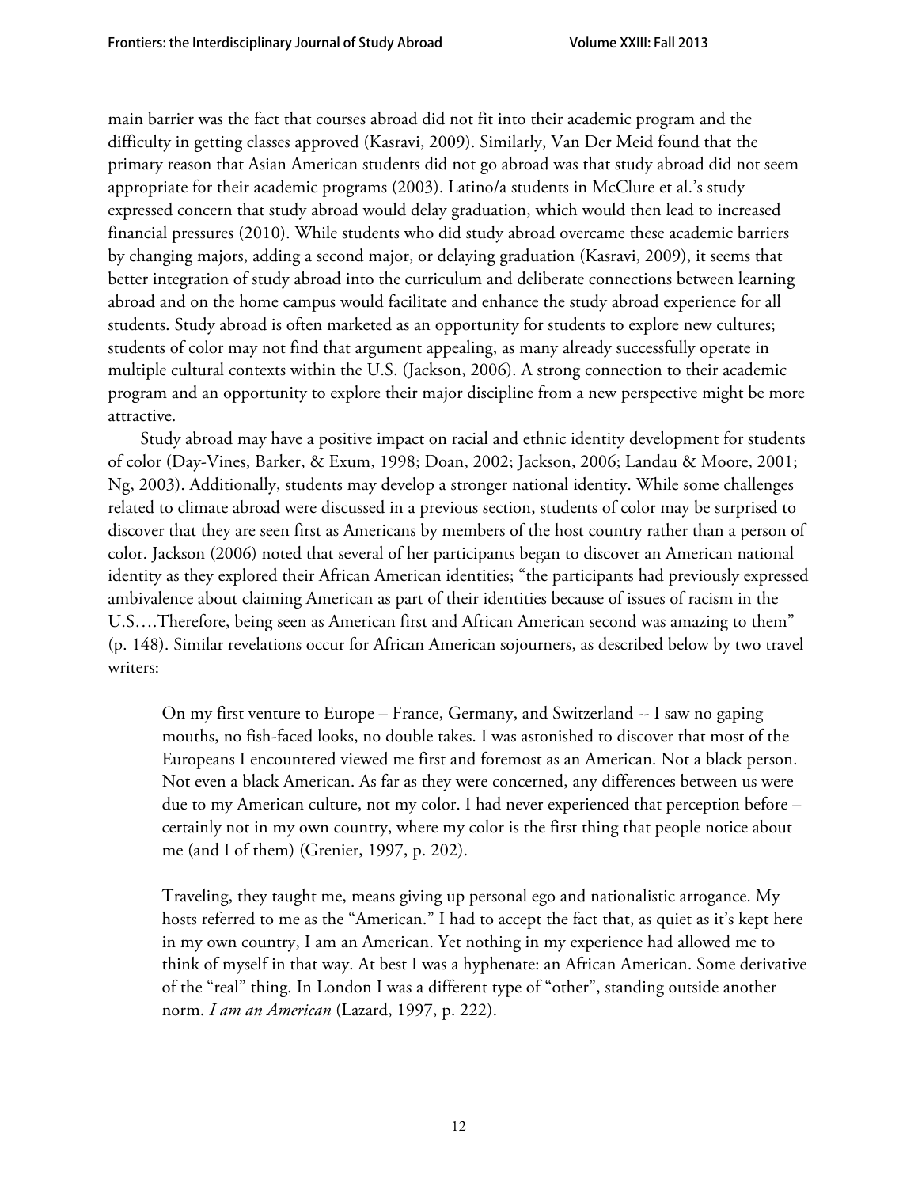main barrier was the fact that courses abroad did not fit into their academic program and the difficulty in getting classes approved (Kasravi, 2009). Similarly, Van Der Meid found that the primary reason that Asian American students did not go abroad was that study abroad did not seem appropriate for their academic programs (2003). Latino/a students in McClure et al.'s study expressed concern that study abroad would delay graduation, which would then lead to increased financial pressures (2010). While students who did study abroad overcame these academic barriers by changing majors, adding a second major, or delaying graduation (Kasravi, 2009), it seems that better integration of study abroad into the curriculum and deliberate connections between learning abroad and on the home campus would facilitate and enhance the study abroad experience for all students. Study abroad is often marketed as an opportunity for students to explore new cultures; students of color may not find that argument appealing, as many already successfully operate in multiple cultural contexts within the U.S. (Jackson, 2006). A strong connection to their academic program and an opportunity to explore their major discipline from a new perspective might be more attractive.

Study abroad may have a positive impact on racial and ethnic identity development for students of color (Day-Vines, Barker, & Exum, 1998; Doan, 2002; Jackson, 2006; Landau & Moore, 2001; Ng, 2003). Additionally, students may develop a stronger national identity. While some challenges related to climate abroad were discussed in a previous section, students of color may be surprised to discover that they are seen first as Americans by members of the host country rather than a person of color. Jackson (2006) noted that several of her participants began to discover an American national identity as they explored their African American identities; "the participants had previously expressed ambivalence about claiming American as part of their identities because of issues of racism in the U.S….Therefore, being seen as American first and African American second was amazing to them" (p. 148). Similar revelations occur for African American sojourners, as described below by two travel writers:

> On my first venture to Europe – France, Germany, and Switzerland -- I saw no gaping mouths, no fish-faced looks, no double takes. I was astonished to discover that most of the Europeans I encountered viewed me first and foremost as an American. Not a black person. Not even a black American. As far as they were concerned, any differences between us were due to my American culture, not my color. I had never experienced that perception before – certainly not in my own country, where my color is the first thing that people notice about me (and I of them) (Grenier, 1997, p. 202).

> Traveling, they taught me, means giving up personal ego and nationalistic arrogance. My hosts referred to me as the "American." I had to accept the fact that, as quiet as it's kept here in my own country, I am an American. Yet nothing in my experience had allowed me to think of myself in that way. At best I was a hyphenate: an African American. Some derivative of the "real" thing. In London I was a different type of "other", standing outside another norm. *I am an American* (Lazard, 1997, p. 222).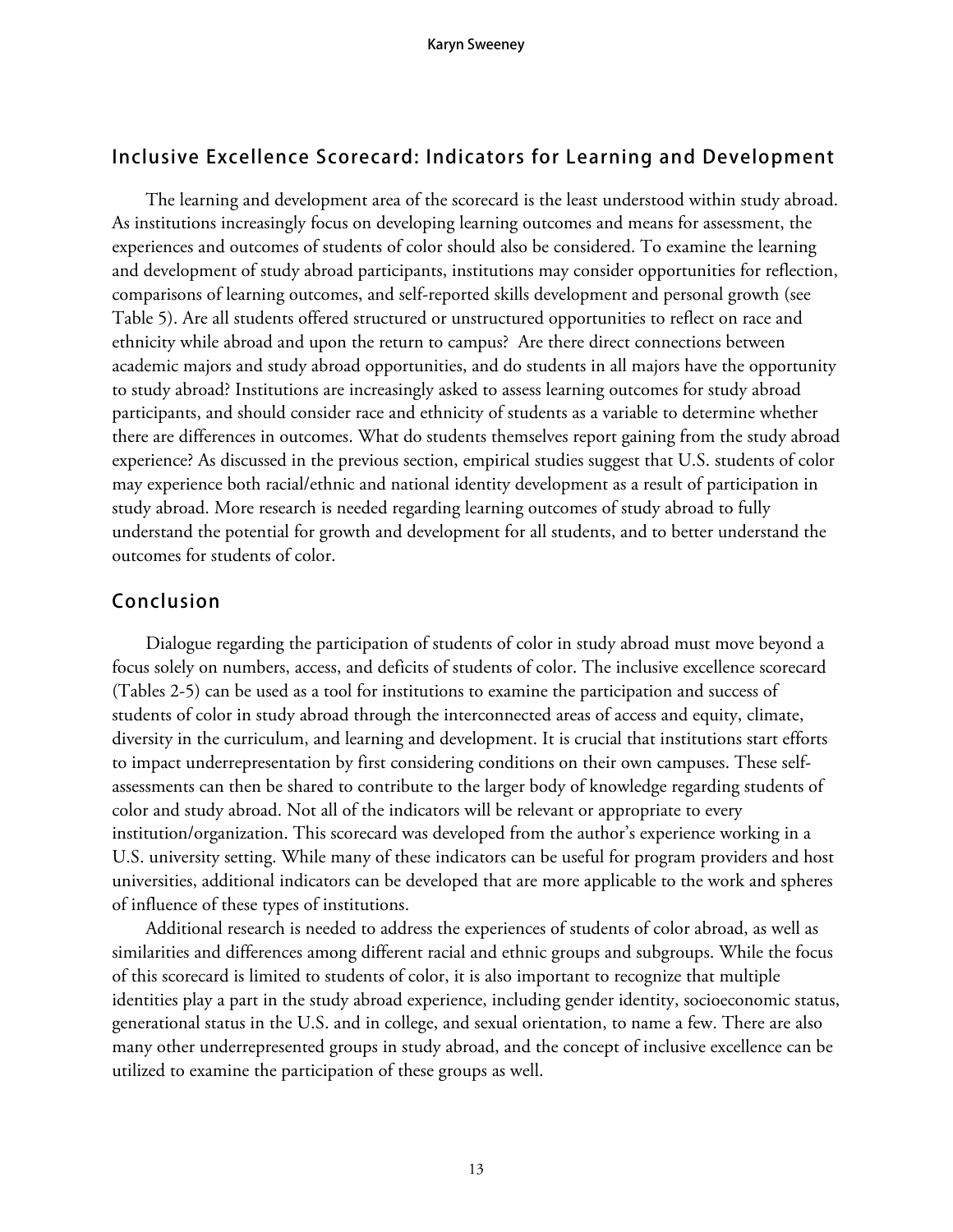## Inclusive Excellence Scorecard: Indicators for Learning and Development

The learning and development area of the scorecard is the least understood within study abroad. As institutions increasingly focus on developing learning outcomes and means for assessment, the experiences and outcomes of students of color should also be considered. To examine the learning and development of study abroad participants, institutions may consider opportunities for reflection, comparisons of learning outcomes, and self-reported skills development and personal growth (see Table 5). Are all students offered structured or unstructured opportunities to reflect on race and ethnicity while abroad and upon the return to campus? Are there direct connections between academic majors and study abroad opportunities, and do students in all majors have the opportunity to study abroad? Institutions are increasingly asked to assess learning outcomes for study abroad participants, and should consider race and ethnicity of students as a variable to determine whether there are differences in outcomes. What do students themselves report gaining from the study abroad experience? As discussed in the previous section, empirical studies suggest that U.S. students of color may experience both racial/ethnic and national identity development as a result of participation in study abroad. More research is needed regarding learning outcomes of study abroad to fully understand the potential for growth and development for all students, and to better understand the outcomes for students of color.

## Conclusion

Dialogue regarding the participation of students of color in study abroad must move beyond a focus solely on numbers, access, and deficits of students of color. The inclusive excellence scorecard (Tables 2-5) can be used as a tool for institutions to examine the participation and success of students of color in study abroad through the interconnected areas of access and equity, climate, diversity in the curriculum, and learning and development. It is crucial that institutions start efforts to impact underrepresentation by first considering conditions on their own campuses. These self-assessments can then be shared to contribute to the larger body of knowledge regarding students of color and study abroad. Not all of the indicators will be relevant or appropriate to every institution/organization. This scorecard was developed from the author's experience working in a U.S. university setting. While many of these indicators can be useful for program providers and host universities, additional indicators can be developed that are more applicable to the work and spheres of influence of these types of institutions.

Additional research is needed to address the experiences of students of color abroad, as well as similarities and differences among different racial and ethnic groups and subgroups. While the focus of this scorecard is limited to students of color, it is also important to recognize that multiple identities play a part in the study abroad experience, including gender identity, socioeconomic status, generational status in the U.S. and in college, and sexual orientation, to name a few. There are also many other underrepresented groups in study abroad, and the concept of inclusive excellence can be utilized to examine the participation of these groups as well.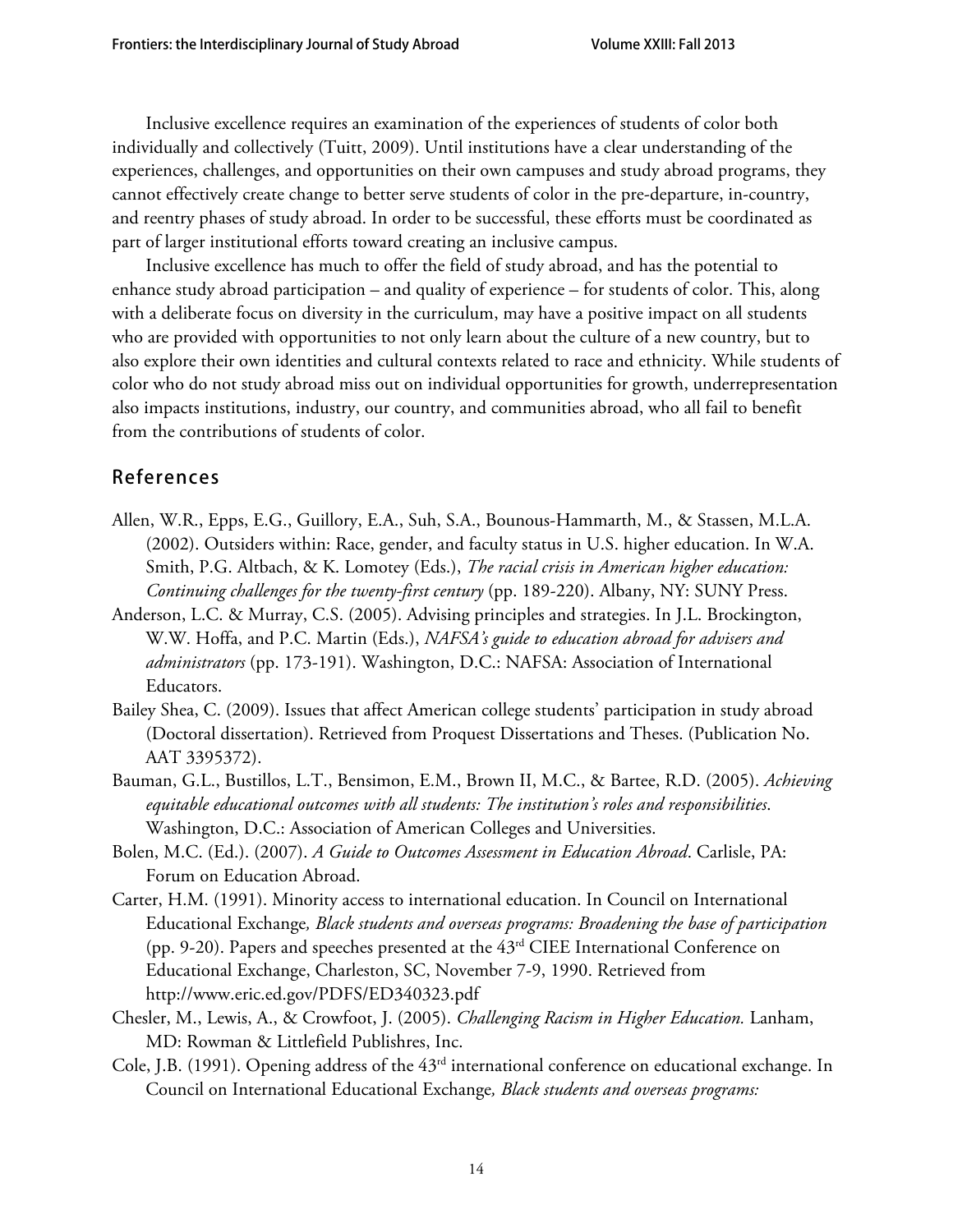Inclusive excellence requires an examination of the experiences of students of color both individually and collectively (Tuitt, 2009). Until institutions have a clear understanding of the experiences, challenges, and opportunities on their own campuses and study abroad programs, they cannot effectively create change to better serve students of color in the pre-departure, in-country, and reentry phases of study abroad. In order to be successful, these efforts must be coordinated as part of larger institutional efforts toward creating an inclusive campus.

Inclusive excellence has much to offer the field of study abroad, and has the potential to enhance study abroad participation – and quality of experience – for students of color. This, along with a deliberate focus on diversity in the curriculum, may have a positive impact on all students who are provided with opportunities to not only learn about the culture of a new country, but to also explore their own identities and cultural contexts related to race and ethnicity. While students of color who do not study abroad miss out on individual opportunities for growth, underrepresentation also impacts institutions, industry, our country, and communities abroad, who all fail to benefit from the contributions of students of color.

## References

Allen, W.R., Epps, E.G., Guillory, E.A., Suh, S.A., Bounous-Hammarth, M., & Stassen, M.L.A. (2002). Outsiders within: Race, gender, and faculty status in U.S. higher education. In W.A. Smith, P.G. Altbach, & K. Lomotey (Eds.), *The racial crisis in American higher education: Continuing challenges for the twenty-first century* (pp. 189-220). Albany, NY: SUNY Press.

Anderson, L.C. & Murray, C.S. (2005). Advising principles and strategies. In J.L. Brockington, W.W. Hoffa, and P.C. Martin (Eds.), *NAFSA's guide to education abroad for advisers and administrators* (pp. 173-191). Washington, D.C.: NAFSA: Association of International Educators.

Bailey Shea, C. (2009). Issues that affect American college students' participation in study abroad (Doctoral dissertation). Retrieved from Proquest Dissertations and Theses. (Publication No. AAT 3395372).

Bauman, G.L., Bustillos, L.T., Bensimon, E.M., Brown II, M.C., & Bartee, R.D. (2005). *Achieving equitable educational outcomes with all students: The institution's roles and responsibilities*. Washington, D.C.: Association of American Colleges and Universities.

Bolen, M.C. (Ed.). (2007). *A Guide to Outcomes Assessment in Education Abroad*. Carlisle, PA: Forum on Education Abroad.

Carter, H.M. (1991). Minority access to international education. In Council on International Educational Exchange*, Black students and overseas programs: Broadening the base of participation* (pp. 9-20). Papers and speeches presented at the 43rd CIEE International Conference on Educational Exchange, Charleston, SC, November 7-9, 1990. Retrieved from http://www.eric.ed.gov/PDFS/ED340323.pdf

Chesler, M., Lewis, A., & Crowfoot, J. (2005). *Challenging Racism in Higher Education.* Lanham, MD: Rowman & Littlefield Publishres, Inc.

Cole, J.B. (1991). Opening address of the 43rd international conference on educational exchange. In Council on International Educational Exchange*, Black students and overseas programs:*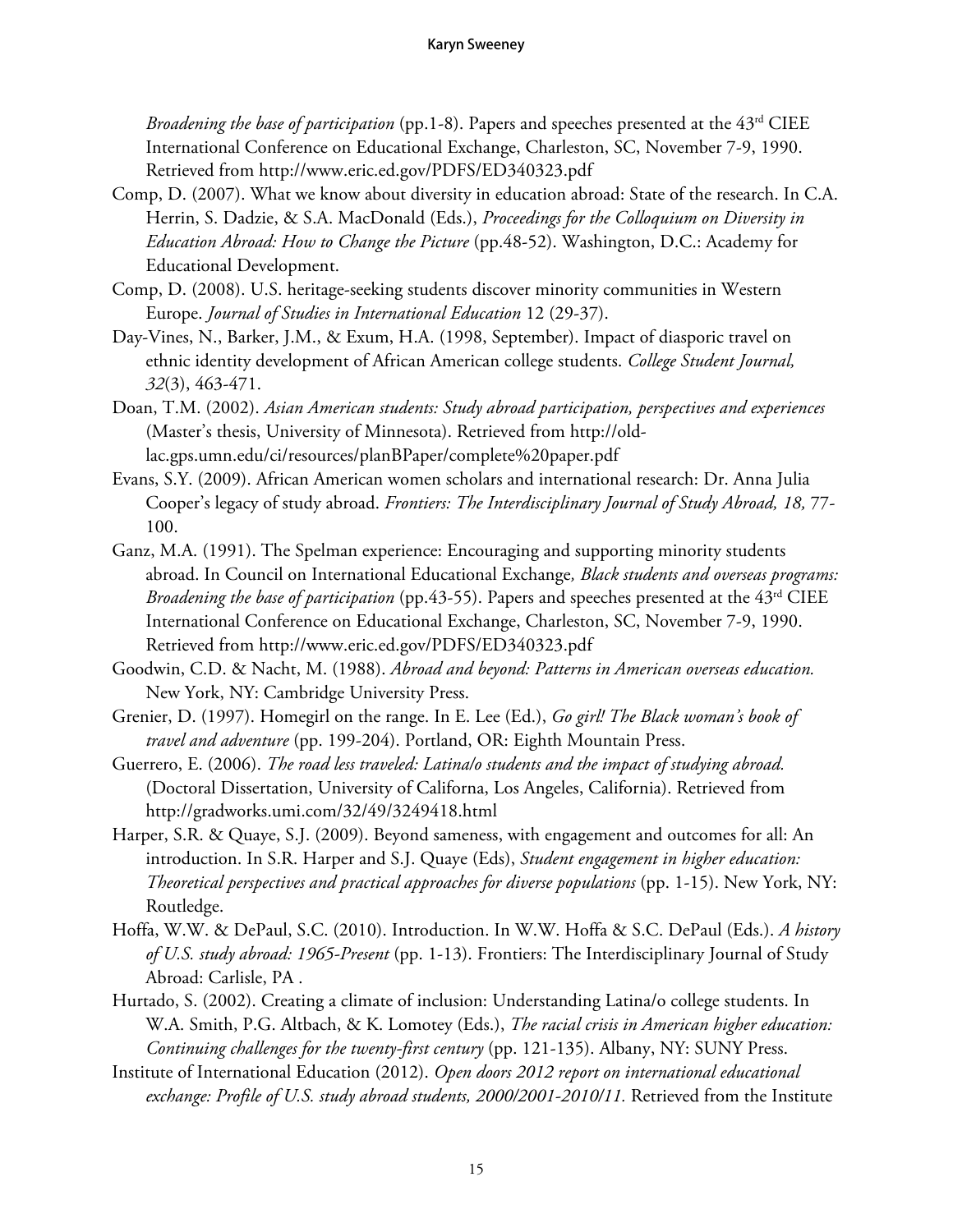*Broadening the base of participation* (pp.1-8). Papers and speeches presented at the 43rd CIEE International Conference on Educational Exchange, Charleston, SC, November 7-9, 1990. Retrieved from http://www.eric.ed.gov/PDFS/ED340323.pdf

Comp, D. (2007). What we know about diversity in education abroad: State of the research. In C.A. Herrin, S. Dadzie, & S.A. MacDonald (Eds.), *Proceedings for the Colloquium on Diversity in Education Abroad: How to Change the Picture* (pp.48-52). Washington, D.C.: Academy for Educational Development.

Comp, D. (2008). U.S. heritage-seeking students discover minority communities in Western Europe. *Journal of Studies in International Education* 12 (29-37).

Day-Vines, N., Barker, J.M., & Exum, H.A. (1998, September). Impact of diasporic travel on ethnic identity development of African American college students. *College Student Journal, 32*(3), 463-471.

Doan, T.M. (2002). *Asian American students: Study abroad participation, perspectives and experiences* (Master's thesis, University of Minnesota). Retrieved from http://old-lac.gps.umn.edu/ci/resources/planBPaper/complete%20paper.pdf

Evans, S.Y. (2009). African American women scholars and international research: Dr. Anna Julia Cooper's legacy of study abroad. *Frontiers: The Interdisciplinary Journal of Study Abroad, 18,* 77-100.

Ganz, M.A. (1991). The Spelman experience: Encouraging and supporting minority students abroad. In Council on International Educational Exchange*, Black students and overseas programs: Broadening the base of participation* (pp.43-55). Papers and speeches presented at the 43rd CIEE International Conference on Educational Exchange, Charleston, SC, November 7-9, 1990. Retrieved from http://www.eric.ed.gov/PDFS/ED340323.pdf

Goodwin, C.D. & Nacht, M. (1988). *Abroad and beyond: Patterns in American overseas education.* New York, NY: Cambridge University Press.

Grenier, D. (1997). Homegirl on the range. In E. Lee (Ed.), *Go girl! The Black woman's book of travel and adventure* (pp. 199-204). Portland, OR: Eighth Mountain Press.

Guerrero, E. (2006). *The road less traveled: Latina/o students and the impact of studying abroad.* (Doctoral Dissertation, University of Californa, Los Angeles, California). Retrieved from http://gradworks.umi.com/32/49/3249418.html

Harper, S.R. & Quaye, S.J. (2009). Beyond sameness, with engagement and outcomes for all: An introduction. In S.R. Harper and S.J. Quaye (Eds), *Student engagement in higher education: Theoretical perspectives and practical approaches for diverse populations* (pp. 1-15). New York, NY: Routledge.

Hoffa, W.W. & DePaul, S.C. (2010). Introduction. In W.W. Hoffa & S.C. DePaul (Eds.). *A history of U.S. study abroad: 1965-Present* (pp. 1-13). Frontiers: The Interdisciplinary Journal of Study Abroad: Carlisle, PA .

Hurtado, S. (2002). Creating a climate of inclusion: Understanding Latina/o college students. In W.A. Smith, P.G. Altbach, & K. Lomotey (Eds.), *The racial crisis in American higher education: Continuing challenges for the twenty-first century* (pp. 121-135). Albany, NY: SUNY Press.

Institute of International Education (2012). *Open doors 2012 report on international educational exchange: Profile of U.S. study abroad students, 2000/2001-2010/11.* Retrieved from the Institute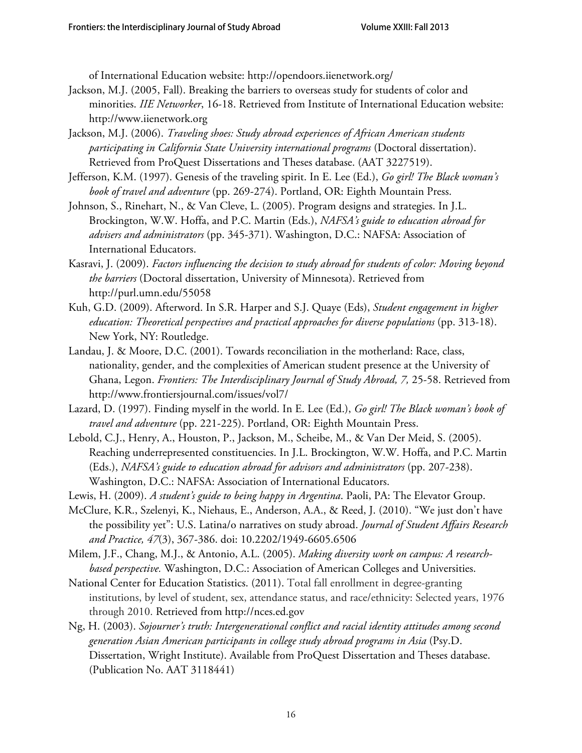of International Education website: http://opendoors.iienetwork.org/

Jackson, M.J. (2005, Fall). Breaking the barriers to overseas study for students of color and minorities. *IIE Networker*, 16-18. Retrieved from Institute of International Education website: http://www.iienetwork.org

Jackson, M.J. (2006). *Traveling shoes: Study abroad experiences of African American students participating in California State University international programs* (Doctoral dissertation). Retrieved from ProQuest Dissertations and Theses database. (AAT 3227519).

Jefferson, K.M. (1997). Genesis of the traveling spirit. In E. Lee (Ed.), *Go girl! The Black woman's book of travel and adventure* (pp. 269-274). Portland, OR: Eighth Mountain Press.

Johnson, S., Rinehart, N., & Van Cleve, L. (2005). Program designs and strategies. In J.L. Brockington, W.W. Hoffa, and P.C. Martin (Eds.), *NAFSA's guide to education abroad for advisers and administrators* (pp. 345-371). Washington, D.C.: NAFSA: Association of International Educators.

Kasravi, J. (2009). *Factors influencing the decision to study abroad for students of color: Moving beyond the barriers* (Doctoral dissertation, University of Minnesota). Retrieved from http://purl.umn.edu/55058

Kuh, G.D. (2009). Afterword. In S.R. Harper and S.J. Quaye (Eds), *Student engagement in higher education: Theoretical perspectives and practical approaches for diverse populations* (pp. 313-18). New York, NY: Routledge.

Landau, J. & Moore, D.C. (2001). Towards reconciliation in the motherland: Race, class, nationality, gender, and the complexities of American student presence at the University of Ghana, Legon. *Frontiers: The Interdisciplinary Journal of Study Abroad, 7,* 25-58. Retrieved from http://www.frontiersjournal.com/issues/vol7/

Lazard, D. (1997). Finding myself in the world. In E. Lee (Ed.), *Go girl! The Black woman's book of travel and adventure* (pp. 221-225). Portland, OR: Eighth Mountain Press.

Lebold, C.J., Henry, A., Houston, P., Jackson, M., Scheibe, M., & Van Der Meid, S. (2005). Reaching underrepresented constituencies. In J.L. Brockington, W.W. Hoffa, and P.C. Martin (Eds.), *NAFSA's guide to education abroad for advisors and administrators* (pp. 207-238). Washington, D.C.: NAFSA: Association of International Educators.

Lewis, H. (2009). *A student's guide to being happy in Argentina*. Paoli, PA: The Elevator Group.

McClure, K.R., Szelenyi, K., Niehaus, E., Anderson, A.A., & Reed, J. (2010). "We just don't have the possibility yet": U.S. Latina/o narratives on study abroad. *Journal of Student Affairs Research and Practice, 47*(3), 367-386. doi: 10.2202/1949-6605.6506

Milem, J.F., Chang, M.J., & Antonio, A.L. (2005). *Making diversity work on campus: A research-based perspective.* Washington, D.C.: Association of American Colleges and Universities.

National Center for Education Statistics. (2011). Total fall enrollment in degree-granting institutions, by level of student, sex, attendance status, and race/ethnicity: Selected years, 1976 through 2010. Retrieved from http://nces.ed.gov

Ng, H. (2003). *Sojourner's truth: Intergenerational conflict and racial identity attitudes among second generation Asian American participants in college study abroad programs in Asia* (Psy.D. Dissertation, Wright Institute). Available from ProQuest Dissertation and Theses database. (Publication No. AAT 3118441)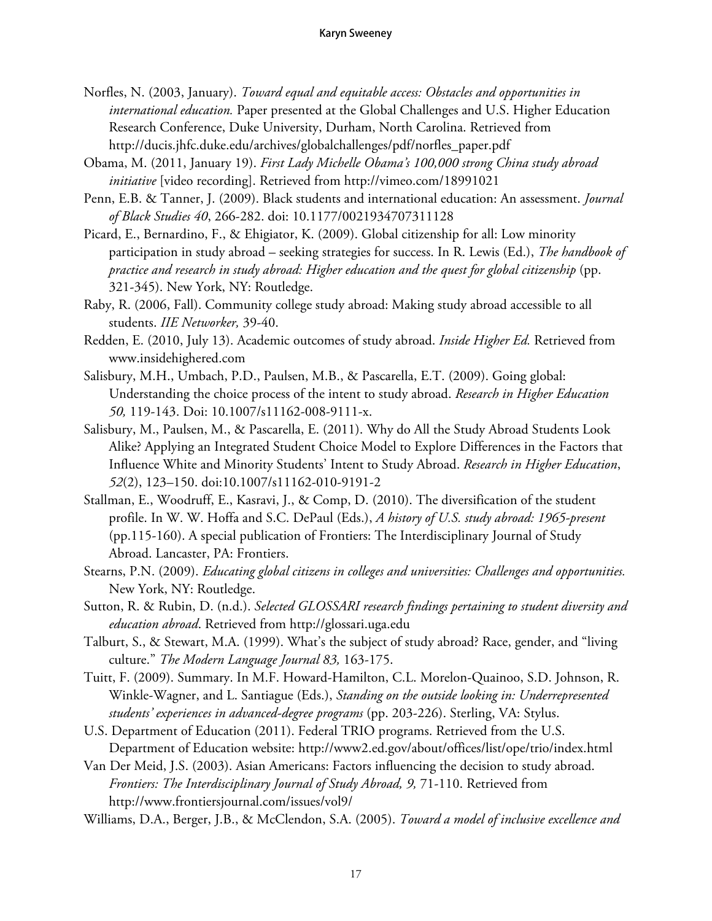Norfles, N. (2003, January). *Toward equal and equitable access: Obstacles and opportunities in international education.* Paper presented at the Global Challenges and U.S. Higher Education Research Conference, Duke University, Durham, North Carolina. Retrieved from http://ducis.jhfc.duke.edu/archives/globalchallenges/pdf/norfles_paper.pdf

Obama, M. (2011, January 19). *First Lady Michelle Obama's 100,000 strong China study abroad initiative* [video recording]. Retrieved from http://vimeo.com/18991021

Penn, E.B. & Tanner, J. (2009). Black students and international education: An assessment. *Journal of Black Studies 40*, 266-282. doi: 10.1177/0021934707311128

Picard, E., Bernardino, F., & Ehigiator, K. (2009). Global citizenship for all: Low minority participation in study abroad – seeking strategies for success. In R. Lewis (Ed.), *The handbook of practice and research in study abroad: Higher education and the quest for global citizenship* (pp. 321-345). New York, NY: Routledge.

Raby, R. (2006, Fall). Community college study abroad: Making study abroad accessible to all students. *IIE Networker,* 39-40.

Redden, E. (2010, July 13). Academic outcomes of study abroad. *Inside Higher Ed.* Retrieved from www.insidehighered.com

Salisbury, M.H., Umbach, P.D., Paulsen, M.B., & Pascarella, E.T. (2009). Going global: Understanding the choice process of the intent to study abroad. *Research in Higher Education 50,* 119-143. Doi: 10.1007/s11162-008-9111-x.

Salisbury, M., Paulsen, M., & Pascarella, E. (2011). Why do All the Study Abroad Students Look Alike? Applying an Integrated Student Choice Model to Explore Differences in the Factors that Influence White and Minority Students' Intent to Study Abroad. *Research in Higher Education*, *52*(2), 123–150. doi:10.1007/s11162-010-9191-2

Stallman, E., Woodruff, E., Kasravi, J., & Comp, D. (2010). The diversification of the student profile. In W. W. Hoffa and S.C. DePaul (Eds.), *A history of U.S. study abroad: 1965-present* (pp.115-160). A special publication of Frontiers: The Interdisciplinary Journal of Study Abroad. Lancaster, PA: Frontiers.

Stearns, P.N. (2009). *Educating global citizens in colleges and universities: Challenges and opportunities.* New York, NY: Routledge.

Sutton, R. & Rubin, D. (n.d.). *Selected GLOSSARI research findings pertaining to student diversity and education abroad*. Retrieved from http://glossari.uga.edu

Talburt, S., & Stewart, M.A. (1999). What's the subject of study abroad? Race, gender, and "living culture." *The Modern Language Journal 83,* 163-175.

Tuitt, F. (2009). Summary. In M.F. Howard-Hamilton, C.L. Morelon-Quainoo, S.D. Johnson, R. Winkle-Wagner, and L. Santiague (Eds.), *Standing on the outside looking in: Underrepresented students' experiences in advanced-degree programs* (pp. 203-226). Sterling, VA: Stylus.

U.S. Department of Education (2011). Federal TRIO programs. Retrieved from the U.S. Department of Education website: http://www2.ed.gov/about/offices/list/ope/trio/index.html

Van Der Meid, J.S. (2003). Asian Americans: Factors influencing the decision to study abroad. *Frontiers: The Interdisciplinary Journal of Study Abroad, 9,* 71-110. Retrieved from http://www.frontiersjournal.com/issues/vol9/

Williams, D.A., Berger, J.B., & McClendon, S.A. (2005). *Toward a model of inclusive excellence and*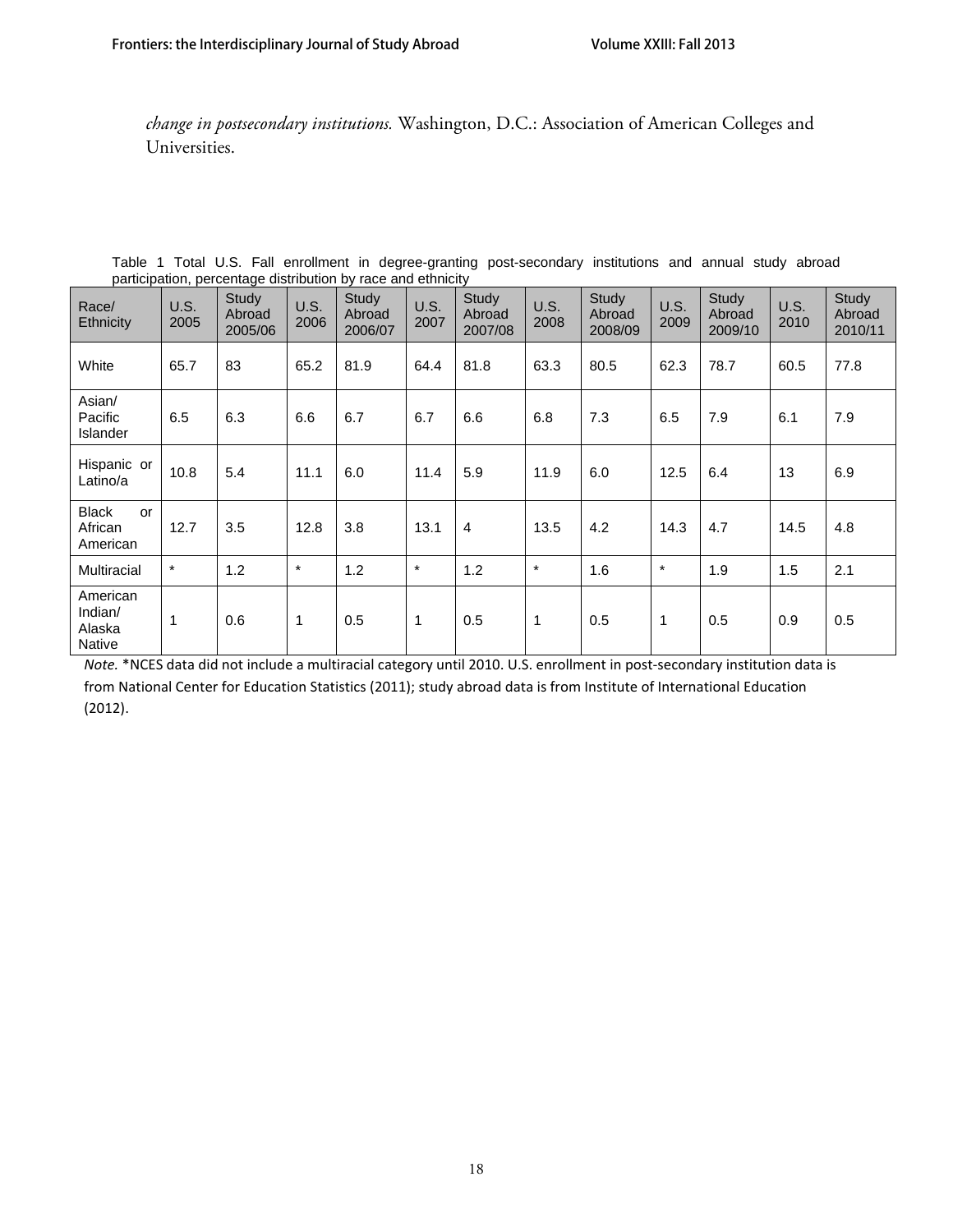*change in postsecondary institutions.* Washington, D.C.: Association of American Colleges and Universities.

Table 1 Total U.S. Fall enrollment in degree-granting post-secondary institutions and annual study abroad participation, percentage distribution by race and ethnicity

| Race/ Ethnicity | U.S. 2005 | Study Abroad 2005/06 | U.S. 2006 | Study Abroad 2006/07 | U.S. 2007 | Study Abroad 2007/08 | U.S. 2008 | Study Abroad 2008/09 | U.S. 2009 | Study Abroad 2009/10 | U.S. 2010 | Study Abroad 2010/11 |
|---|---|---|---|---|---|---|---|---|---|---|---|---|
| White | 65.7 | 83 | 65.2 | 81.9 | 64.4 | 81.8 | 63.3 | 80.5 | 62.3 | 78.7 | 60.5 | 77.8 |
| Asian/ Pacific Islander | 6.5 | 6.3 | 6.6 | 6.7 | 6.7 | 6.6 | 6.8 | 7.3 | 6.5 | 7.9 | 6.1 | 7.9 |
| Hispanic or Latino/a | 10.8 | 5.4 | 11.1 | 6.0 | 11.4 | 5.9 | 11.9 | 6.0 | 12.5 | 6.4 | 13 | 6.9 |
| Black or African American | 12.7 | 3.5 | 12.8 | 3.8 | 13.1 | 4 | 13.5 | 4.2 | 14.3 | 4.7 | 14.5 | 4.8 |
| Multiracial | * | 1.2 | * | 1.2 | * | 1.2 | * | 1.6 | * | 1.9 | 1.5 | 2.1 |
| American Indian/ Alaska Native | 1 | 0.6 | 1 | 0.5 | 1 | 0.5 | 1 | 0.5 | 1 | 0.5 | 0.9 | 0.5 |

*Note.* *NCES data did not include a multiracial category until 2010. U.S. enrollment in post-secondary institution data is from National Center for Education Statistics (2011); study abroad data is from Institute of International Education (2012).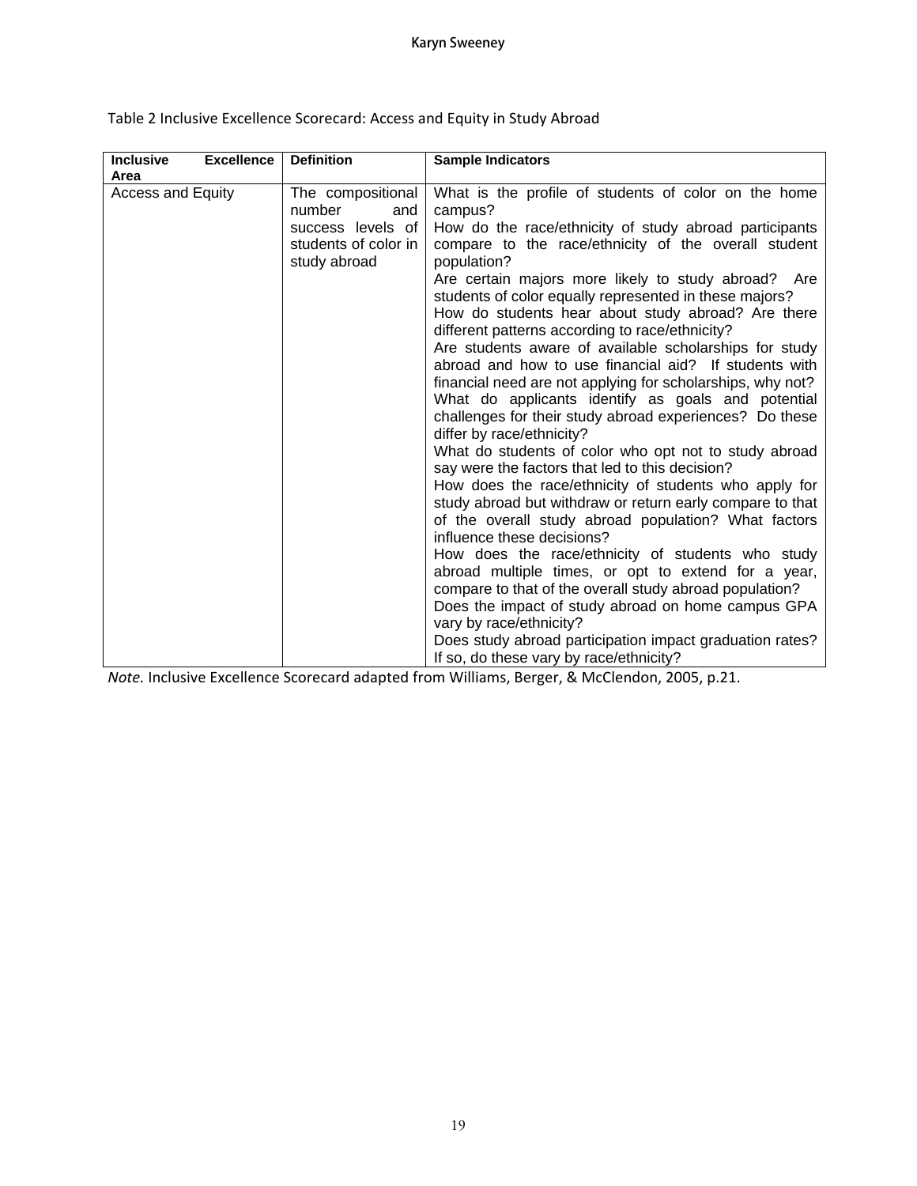Table 2 Inclusive Excellence Scorecard: Access and Equity in Study Abroad

| Inclusive Excellence Area | Definition | Sample Indicators |
|---|---|---|
| Access and Equity | The compositional number and success levels of students of color in study abroad | What is the profile of students of color on the home campus?<br>How do the race/ethnicity of study abroad participants compare to the race/ethnicity of the overall student population?<br>Are certain majors more likely to study abroad? Are students of color equally represented in these majors?<br>How do students hear about study abroad? Are there different patterns according to race/ethnicity?<br>Are students aware of available scholarships for study abroad and how to use financial aid? If students with financial need are not applying for scholarships, why not?<br>What do applicants identify as goals and potential challenges for their study abroad experiences? Do these differ by race/ethnicity?<br>What do students of color who opt not to study abroad say were the factors that led to this decision?<br>How does the race/ethnicity of students who apply for study abroad but withdraw or return early compare to that of the overall study abroad population? What factors influence these decisions?<br>How does the race/ethnicity of students who study abroad multiple times, or opt to extend for a year, compare to that of the overall study abroad population?<br>Does the impact of study abroad on home campus GPA vary by race/ethnicity?<br>Does study abroad participation impact graduation rates? If so, do these vary by race/ethnicity? |

*Note.* Inclusive Excellence Scorecard adapted from Williams, Berger, & McClendon, 2005, p.21.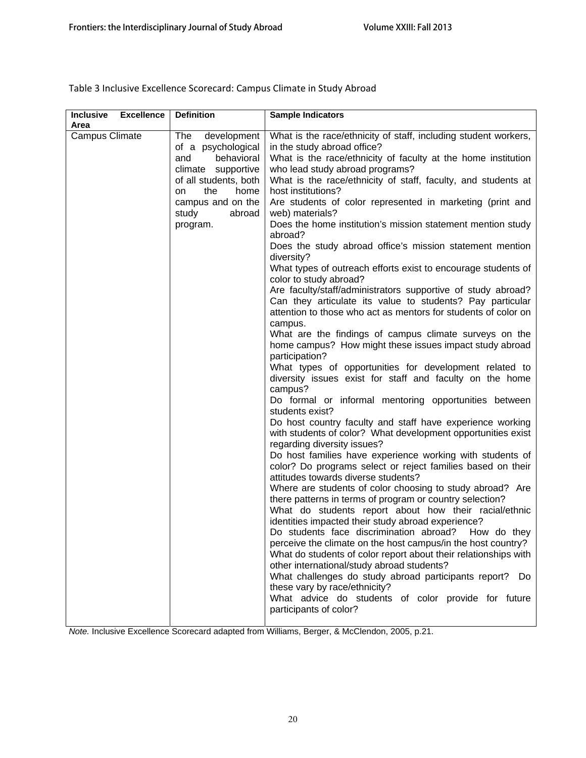Table 3 Inclusive Excellence Scorecard: Campus Climate in Study Abroad

| Inclusive Excellence Area | Definition | Sample Indicators |
|---|---|---|
| Campus Climate | The development of a psychological and behavioral climate supportive of all students, both on the home campus and on the study abroad program. | What is the race/ethnicity of staff, including student workers, in the study abroad office?<br>What is the race/ethnicity of faculty at the home institution who lead study abroad programs?<br>What is the race/ethnicity of staff, faculty, and students at host institutions?<br>Are students of color represented in marketing (print and web) materials?<br>Does the home institution's mission statement mention study abroad?<br>Does the study abroad office's mission statement mention diversity?<br>What types of outreach efforts exist to encourage students of color to study abroad?<br>Are faculty/staff/administrators supportive of study abroad? Can they articulate its value to students? Pay particular attention to those who act as mentors for students of color on campus.<br>What are the findings of campus climate surveys on the home campus? How might these issues impact study abroad participation?<br>What types of opportunities for development related to diversity issues exist for staff and faculty on the home campus?<br>Do formal or informal mentoring opportunities between students exist?<br>Do host country faculty and staff have experience working with students of color? What development opportunities exist regarding diversity issues?<br>Do host families have experience working with students of color? Do programs select or reject families based on their attitudes towards diverse students?<br>Where are students of color choosing to study abroad? Are there patterns in terms of program or country selection?<br>What do students report about how their racial/ethnic identities impacted their study abroad experience?<br>Do students face discrimination abroad? How do they perceive the climate on the host campus/in the host country?<br>What do students of color report about their relationships with other international/study abroad students?<br>What challenges do study abroad participants report? Do these vary by race/ethnicity?<br>What advice do students of color provide for future participants of color? |

*Note.* Inclusive Excellence Scorecard adapted from Williams, Berger, & McClendon, 2005, p.21.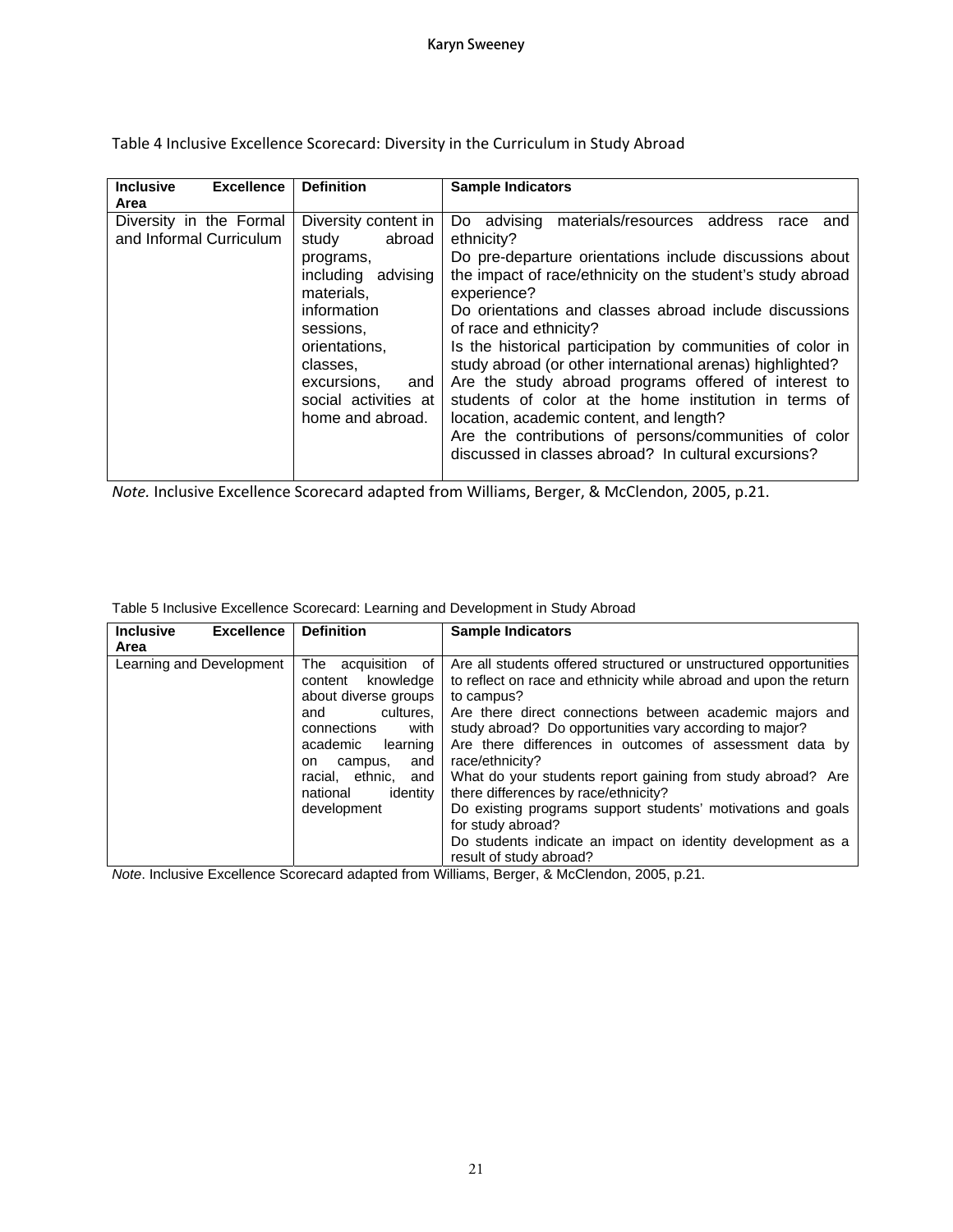Table 4 Inclusive Excellence Scorecard: Diversity in the Curriculum in Study Abroad

| Inclusive Excellence Area | Definition | Sample Indicators |
|---|---|---|
| Diversity in the Formal and Informal Curriculum | Diversity content in study abroad programs, including advising materials, information sessions, orientations, classes, excursions, and social activities at home and abroad. | Do advising materials/resources address race and ethnicity?<br>Do pre-departure orientations include discussions about the impact of race/ethnicity on the student's study abroad experience?<br>Do orientations and classes abroad include discussions of race and ethnicity?<br>Is the historical participation by communities of color in study abroad (or other international arenas) highlighted?<br>Are the study abroad programs offered of interest to students of color at the home institution in terms of location, academic content, and length?<br>Are the contributions of persons/communities of color discussed in classes abroad? In cultural excursions? |

*Note.* Inclusive Excellence Scorecard adapted from Williams, Berger, & McClendon, 2005, p.21.

Table 5 Inclusive Excellence Scorecard: Learning and Development in Study Abroad

| Inclusive Excellence Area | Definition | Sample Indicators |
|---|---|---|
| Learning and Development | The acquisition of content knowledge about diverse groups and cultures, connections with academic learning on campus, and racial, ethnic, and national identity development | Are all students offered structured or unstructured opportunities to reflect on race and ethnicity while abroad and upon the return to campus?<br>Are there direct connections between academic majors and study abroad? Do opportunities vary according to major?<br>Are there differences in outcomes of assessment data by race/ethnicity?<br>What do your students report gaining from study abroad? Are there differences by race/ethnicity?<br>Do existing programs support students' motivations and goals for study abroad?<br>Do students indicate an impact on identity development as a result of study abroad? |

*Note*. Inclusive Excellence Scorecard adapted from Williams, Berger, & McClendon, 2005, p.21.